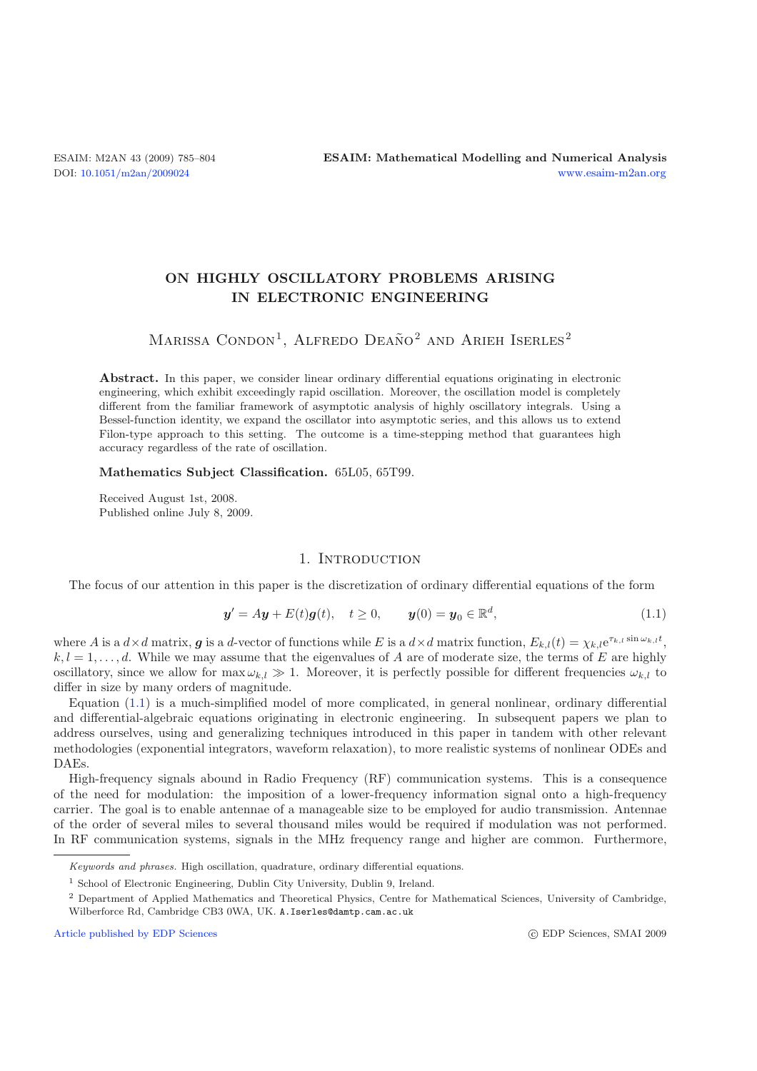# ON HIGHLY OSCILLATORY PROBLEMS ARISING IN ELECTRONIC ENGINEERING

Marissa Condon[1], Alfredo Deaño[2] and Arieh Iserles[2]

**Abstract.** In this paper, we consider linear ordinary differential equations originating in electronic engineering, which exhibit exceedingly rapid oscillation. Moreover, the oscillation model is completely different from the familiar framework of asymptotic analysis of highly oscillatory integrals. Using a Bessel-function identity, we expand the oscillator into asymptotic series, and this allows us to extend Filon-type approach to this setting. The outcome is a time-stepping method that guarantees high accuracy regardless of the rate of oscillation.

**Mathematics Subject Classification.** 65L05, 65T99.

Received August 1st, 2008.
Published online July 8, 2009.

## 1. Introduction

The focus of our attention in this paper is the discretization of ordinary differential equations of the form

$$\boldsymbol{y}' = A\boldsymbol{y} + E(t)\boldsymbol{g}(t), \quad t \geq 0, \qquad \boldsymbol{y}(0) = \boldsymbol{y}_0 \in \mathbb{R}^d, \tag{1.1}$$

where $A$ is a $d \times d$ matrix, $\boldsymbol{g}$ is a $d$-vector of functions while $E$ is a $d \times d$ matrix function, $E_{k,l}(t) = \chi_{k,l} \mathrm{e}^{\tau_{k,l} \sin \omega_{k,l} t}$, $k, l = 1, \ldots, d$. While we may assume that the eigenvalues of $A$ are of moderate size, the terms of $E$ are highly oscillatory, since we allow for $\max \omega_{k,l} \gg 1$. Moreover, it is perfectly possible for different frequencies $\omega_{k,l}$ to differ in size by many orders of magnitude.

Equation (1.1) is a much-simplified model of more complicated, in general nonlinear, ordinary differential and differential-algebraic equations originating in electronic engineering. In subsequent papers we plan to address ourselves, using and generalizing techniques introduced in this paper in tandem with other relevant methodologies (exponential integrators, waveform relaxation), to more realistic systems of nonlinear ODEs and DAEs.

High-frequency signals abound in Radio Frequency (RF) communication systems. This is a consequence of the need for modulation: the imposition of a lower-frequency information signal onto a high-frequency carrier. The goal is to enable antennae of a manageable size to be employed for audio transmission. Antennae of the order of several miles to several thousand miles would be required if modulation was not performed. In RF communication systems, signals in the MHz frequency range and higher are common. Furthermore,

*Keywords and phrases.* High oscillation, quadrature, ordinary differential equations.

[1] School of Electronic Engineering, Dublin City University, Dublin 9, Ireland.

[2] Department of Applied Mathematics and Theoretical Physics, Centre for Mathematical Sciences, University of Cambridge, Wilberforce Rd, Cambridge CB3 0WA, UK. A.Iserles@damtp.cam.ac.uk

Article published by EDP Sciences © EDP Sciences, SMAI 2009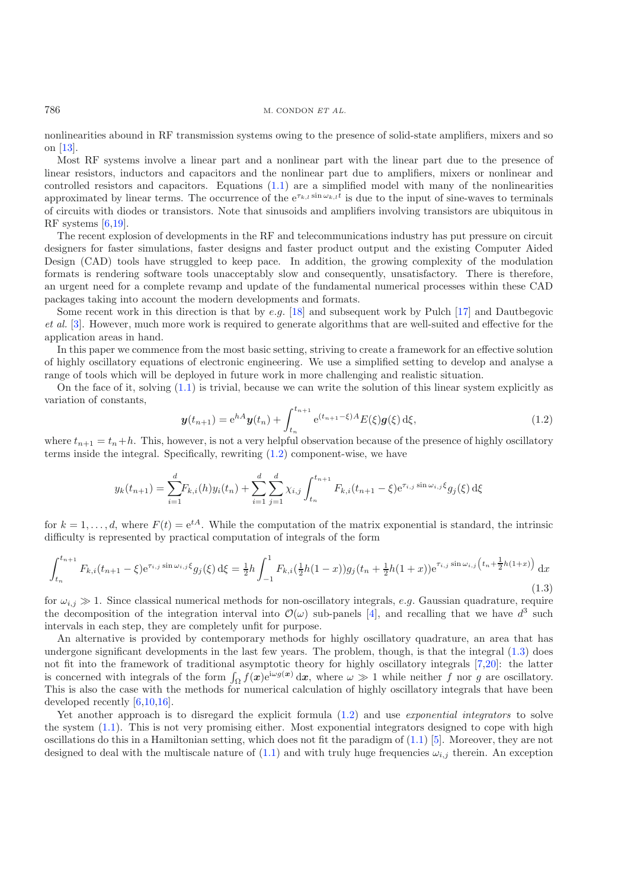nonlinearities abound in RF transmission systems owing to the presence of solid-state amplifiers, mixers and so on [13].

Most RF systems involve a linear part and a nonlinear part with the linear part due to the presence of linear resistors, inductors and capacitors and the nonlinear part due to amplifiers, mixers or nonlinear and controlled resistors and capacitors. Equations (1.1) are a simplified model with many of the nonlinearities approximated by linear terms. The occurrence of the $\mathrm{e}^{\tau_{k,l}\sin\omega_{k,l}t}$ is due to the input of sine-waves to terminals of circuits with diodes or transistors. Note that sinusoids and amplifiers involving transistors are ubiquitous in RF systems [6,19].

The recent explosion of developments in the RF and telecommunications industry has put pressure on circuit designers for faster simulations, faster designs and faster product output and the existing Computer Aided Design (CAD) tools have struggled to keep pace. In addition, the growing complexity of the modulation formats is rendering software tools unacceptably slow and consequently, unsatisfactory. There is therefore, an urgent need for a complete revamp and update of the fundamental numerical processes within these CAD packages taking into account the modern developments and formats.

Some recent work in this direction is that by *e.g.* [18] and subsequent work by Pulch [17] and Dautbegovic *et al.* [3]. However, much more work is required to generate algorithms that are well-suited and effective for the application areas in hand.

In this paper we commence from the most basic setting, striving to create a framework for an effective solution of highly oscillatory equations of electronic engineering. We use a simplified setting to develop and analyse a range of tools which will be deployed in future work in more challenging and realistic situation.

On the face of it, solving (1.1) is trivial, because we can write the solution of this linear system explicitly as variation of constants,

$$\boldsymbol{y}(t_{n+1}) = \mathrm{e}^{hA}\boldsymbol{y}(t_n) + \int_{t_n}^{t_{n+1}} \mathrm{e}^{(t_{n+1}-\xi)A}E(\xi)\boldsymbol{g}(\xi)\,\mathrm{d}\xi, \tag{1.2}$$

where $t_{n+1} = t_n + h$. This, however, is not a very helpful observation because of the presence of highly oscillatory terms inside the integral. Specifically, rewriting (1.2) component-wise, we have

$$y_k(t_{n+1}) = \sum_{i=1}^{d} F_{k,i}(h)y_i(t_n) + \sum_{i=1}^{d}\sum_{j=1}^{d}\chi_{i,j}\int_{t_n}^{t_{n+1}} F_{k,i}(t_{n+1}-\xi)\mathrm{e}^{\tau_{i,j}\sin\omega_{i,j}\xi}g_j(\xi)\,\mathrm{d}\xi$$

for $k = 1,\ldots,d$, where $F(t) = \mathrm{e}^{tA}$. While the computation of the matrix exponential is standard, the intrinsic difficulty is represented by practical computation of integrals of the form

$$\int_{t_n}^{t_{n+1}} F_{k,i}(t_{n+1}-\xi)\mathrm{e}^{\tau_{i,j}\sin\omega_{i,j}\xi}g_j(\xi)\,\mathrm{d}\xi = \tfrac{1}{2}h\int_{-1}^{1} F_{k,i}(\tfrac{1}{2}h(1-x))g_j(t_n+\tfrac{1}{2}h(1+x))\mathrm{e}^{\tau_{i,j}\sin\omega_{i,j}\left(t_n+\frac{1}{2}h(1+x)\right)}\,\mathrm{d}x \tag{1.3}$$

for $\omega_{i,j} \gg 1$. Since classical numerical methods for non-oscillatory integrals, *e.g.* Gaussian quadrature, require the decomposition of the integration interval into $\mathcal{O}(\omega)$ sub-panels [4], and recalling that we have $d^3$ such intervals in each step, they are completely unfit for purpose.

An alternative is provided by contemporary methods for highly oscillatory quadrature, an area that has undergone significant developments in the last few years. The problem, though, is that the integral (1.3) does not fit into the framework of traditional asymptotic theory for highly oscillatory integrals [7,20]: the latter is concerned with integrals of the form $\int_\Omega f(\boldsymbol{x})\mathrm{e}^{\mathrm{i}\omega g(\boldsymbol{x})}\,\mathrm{d}\boldsymbol{x}$, where $\omega \gg 1$ while neither $f$ nor $g$ are oscillatory. This is also the case with the methods for numerical calculation of highly oscillatory integrals that have been developed recently [6,10,16].

Yet another approach is to disregard the explicit formula (1.2) and use *exponential integrators* to solve the system (1.1). This is not very promising either. Most exponential integrators designed to cope with high oscillations do this in a Hamiltonian setting, which does not fit the paradigm of (1.1) [5]. Moreover, they are not designed to deal with the multiscale nature of (1.1) and with truly huge frequencies $\omega_{i,j}$ therein. An exception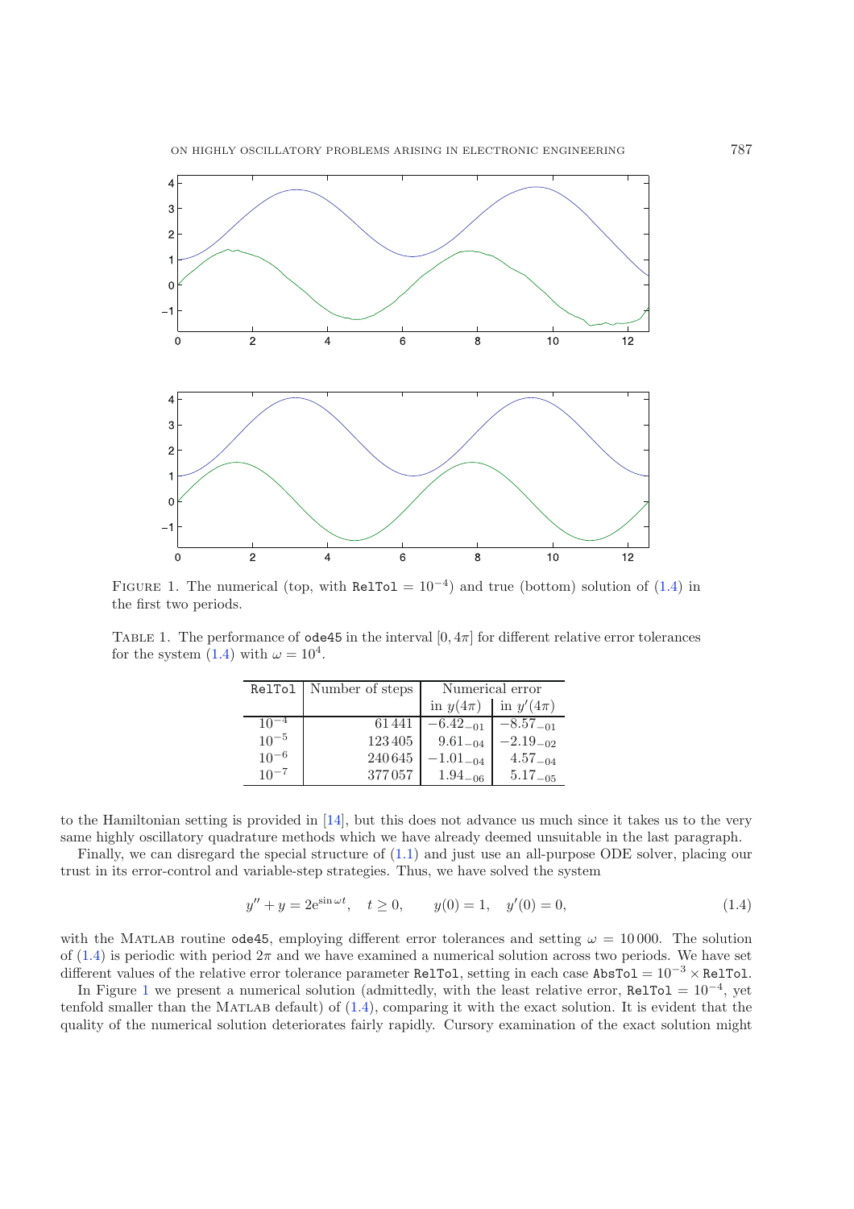FIGURE 1. The numerical (top, with `RelTol` $= 10^{-4}$) and true (bottom) solution of (1.4) in the first two periods.

TABLE 1. The performance of `ode45` in the interval $[0, 4\pi]$ for different relative error tolerances for the system (1.4) with $\omega = 10^4$.

| `RelTol` | Number of steps | Numerical error | |
|---|---|---|---|
| | | in $y(4\pi)$ | in $y'(4\pi)$ |
| $10^{-4}$ | 61 441 | $-6.42_{-01}$ | $-8.57_{-01}$ |
| $10^{-5}$ | 123 405 | $9.61_{-04}$ | $-2.19_{-02}$ |
| $10^{-6}$ | 240 645 | $-1.01_{-04}$ | $4.57_{-04}$ |
| $10^{-7}$ | 377 057 | $1.94_{-06}$ | $5.17_{-05}$ |

to the Hamiltonian setting is provided in [14], but this does not advance us much since it takes us to the very same highly oscillatory quadrature methods which we have already deemed unsuitable in the last paragraph.

Finally, we can disregard the special structure of (1.1) and just use an all-purpose ODE solver, placing our trust in its error-control and variable-step strategies. Thus, we have solved the system

$$y'' + y = 2e^{\sin \omega t}, \quad t \geq 0, \qquad y(0) = 1, \quad y'(0) = 0, \tag{1.4}$$

with the MATLAB routine `ode45`, employing different error tolerances and setting $\omega = 10\,000$. The solution of (1.4) is periodic with period $2\pi$ and we have examined a numerical solution across two periods. We have set different values of the relative error tolerance parameter `RelTol`, setting in each case `AbsTol` $= 10^{-3} \times$ `RelTol`.

In Figure 1 we present a numerical solution (admittedly, with the least relative error, `RelTol` $= 10^{-4}$, yet tenfold smaller than the MATLAB default) of (1.4), comparing it with the exact solution. It is evident that the quality of the numerical solution deteriorates fairly rapidly. Cursory examination of the exact solution might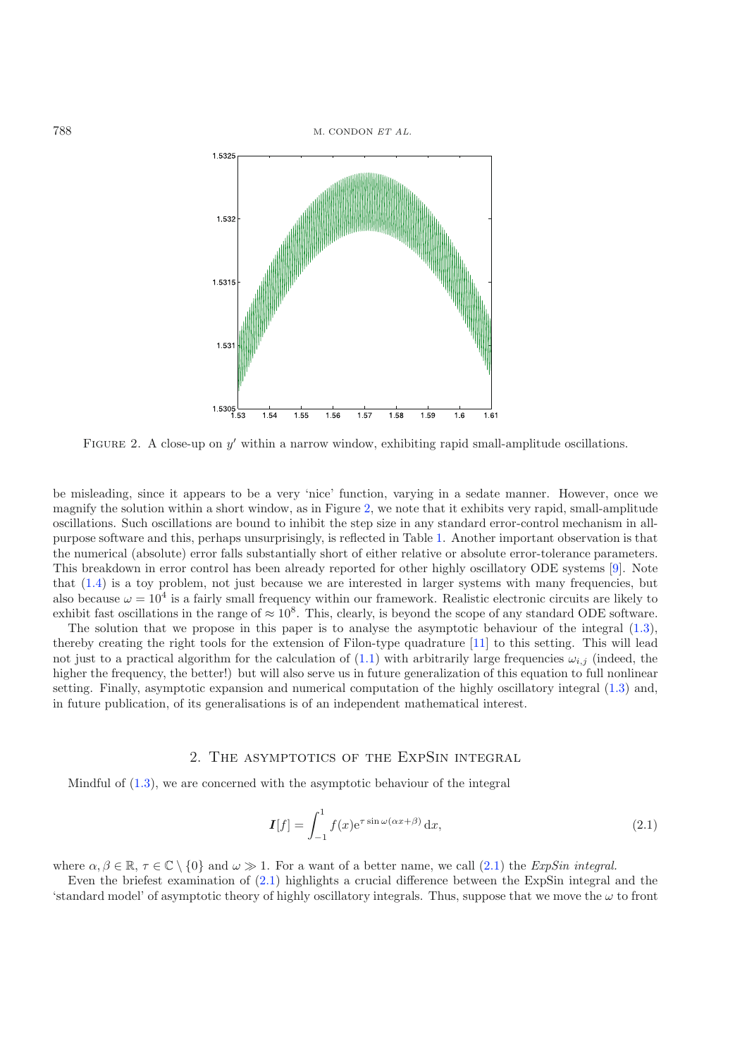FIGURE 2. A close-up on $y'$ within a narrow window, exhibiting rapid small-amplitude oscillations.

be misleading, since it appears to be a very 'nice' function, varying in a sedate manner. However, once we magnify the solution within a short window, as in Figure 2, we note that it exhibits very rapid, small-amplitude oscillations. Such oscillations are bound to inhibit the step size in any standard error-control mechanism in all-purpose software and this, perhaps unsurprisingly, is reflected in Table 1. Another important observation is that the numerical (absolute) error falls substantially short of either relative or absolute error-tolerance parameters. This breakdown in error control has been already reported for other highly oscillatory ODE systems [9]. Note that (1.4) is a toy problem, not just because we are interested in larger systems with many frequencies, but also because $\omega = 10^4$ is a fairly small frequency within our framework. Realistic electronic circuits are likely to exhibit fast oscillations in the range of $\approx 10^8$. This, clearly, is beyond the scope of any standard ODE software.

The solution that we propose in this paper is to analyse the asymptotic behaviour of the integral (1.3), thereby creating the right tools for the extension of Filon-type quadrature [11] to this setting. This will lead not just to a practical algorithm for the calculation of (1.1) with arbitrarily large frequencies $\omega_{i,j}$ (indeed, the higher the frequency, the better!) but will also serve us in future generalization of this equation to full nonlinear setting. Finally, asymptotic expansion and numerical computation of the highly oscillatory integral (1.3) and, in future publication, of its generalisations is of an independent mathematical interest.

## 2. The asymptotics of the ExpSin integral

Mindful of (1.3), we are concerned with the asymptotic behaviour of the integral

$$\boldsymbol{I}[f] = \int_{-1}^{1} f(x) \mathrm{e}^{\tau \sin \omega(\alpha x + \beta)} \, \mathrm{d}x, \tag{2.1}$$

where $\alpha, \beta \in \mathbb{R}$, $\tau \in \mathbb{C} \setminus \{0\}$ and $\omega \gg 1$. For a want of a better name, we call (2.1) the *ExpSin integral*.

Even the briefest examination of (2.1) highlights a crucial difference between the ExpSin integral and the 'standard model' of asymptotic theory of highly oscillatory integrals. Thus, suppose that we move the $\omega$ to front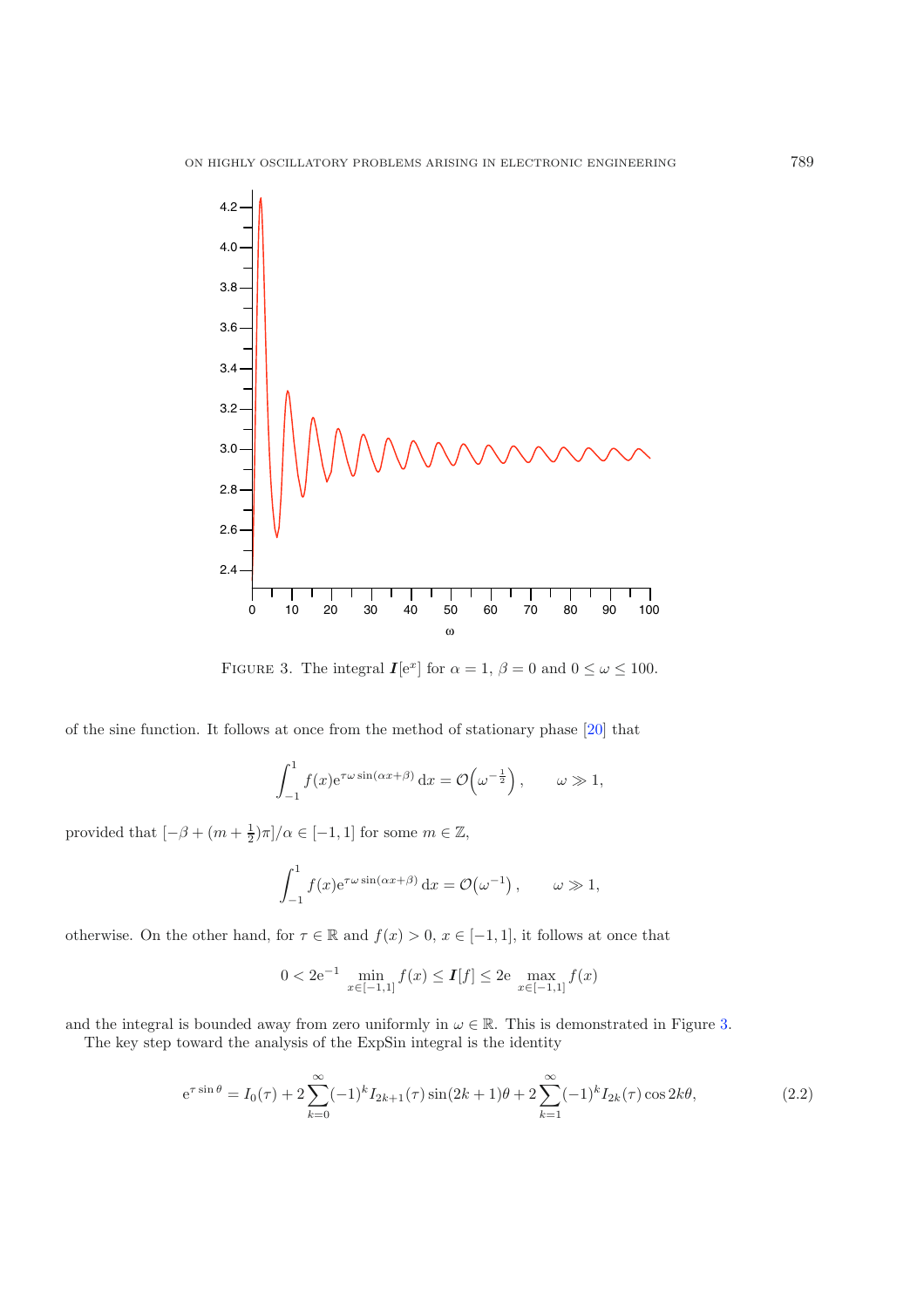FIGURE 3. The integral $\boldsymbol{I}[e^x]$ for $\alpha = 1$, $\beta = 0$ and $0 \le \omega \le 100$.

of the sine function. It follows at once from the method of stationary phase [20] that

$$\int_{-1}^{1} f(x) e^{\tau\omega \sin(\alpha x + \beta)}\,dx = \mathcal{O}\left(\omega^{-\frac{1}{2}}\right), \qquad \omega \gg 1,$$

provided that $[-\beta + (m + \frac{1}{2})\pi]/\alpha \in [-1, 1]$ for some $m \in \mathbb{Z}$,

$$\int_{-1}^{1} f(x) e^{\tau\omega \sin(\alpha x + \beta)}\,dx = \mathcal{O}\left(\omega^{-1}\right), \qquad \omega \gg 1,$$

otherwise. On the other hand, for $\tau \in \mathbb{R}$ and $f(x) > 0$, $x \in [-1, 1]$, it follows at once that

$$0 < 2e^{-1} \min_{x \in [-1,1]} f(x) \le \boldsymbol{I}[f] \le 2e \max_{x \in [-1,1]} f(x)$$

and the integral is bounded away from zero uniformly in $\omega \in \mathbb{R}$. This is demonstrated in Figure 3.

The key step toward the analysis of the ExpSin integral is the identity

$$e^{\tau \sin\theta} = I_0(\tau) + 2\sum_{k=0}^{\infty} (-1)^k I_{2k+1}(\tau) \sin(2k+1)\theta + 2\sum_{k=1}^{\infty} (-1)^k I_{2k}(\tau) \cos 2k\theta, \tag{2.2}$$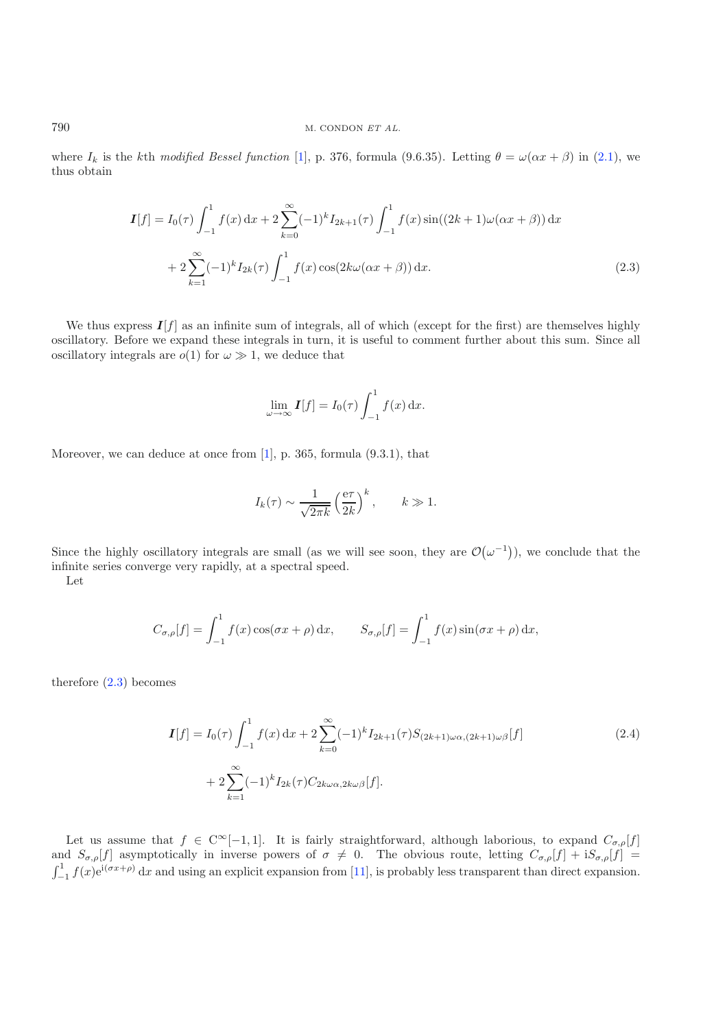where $I_k$ is the $k$th *modified Bessel function* [1], p. 376, formula (9.6.35). Letting $\theta = \omega(\alpha x + \beta)$ in (2.1), we thus obtain

$$\begin{aligned}
\boldsymbol{I}[f] = I_0(\tau)\int_{-1}^{1} f(x)\,\mathrm{d}x + 2\sum_{k=0}^{\infty}(-1)^k I_{2k+1}(\tau)\int_{-1}^{1} f(x)\sin((2k+1)\omega(\alpha x+\beta))\,\mathrm{d}x \\
+ 2\sum_{k=1}^{\infty}(-1)^k I_{2k}(\tau)\int_{-1}^{1} f(x)\cos(2k\omega(\alpha x+\beta))\,\mathrm{d}x.
\end{aligned} \tag{2.3}$$

We thus express $\boldsymbol{I}[f]$ as an infinite sum of integrals, all of which (except for the first) are themselves highly oscillatory. Before we expand these integrals in turn, it is useful to comment further about this sum. Since all oscillatory integrals are $o(1)$ for $\omega \gg 1$, we deduce that

$$\lim_{\omega\to\infty} \boldsymbol{I}[f] = I_0(\tau)\int_{-1}^{1} f(x)\,\mathrm{d}x.$$

Moreover, we can deduce at once from [1], p. 365, formula (9.3.1), that

$$I_k(\tau) \sim \frac{1}{\sqrt{2\pi k}}\left(\frac{\mathrm{e}\tau}{2k}\right)^k, \qquad k \gg 1.$$

Since the highly oscillatory integrals are small (as we will see soon, they are $\mathcal{O}(\omega^{-1})$), we conclude that the infinite series converge very rapidly, at a spectral speed.

Let

$$C_{\sigma,\rho}[f] = \int_{-1}^{1} f(x)\cos(\sigma x+\rho)\,\mathrm{d}x, \qquad S_{\sigma,\rho}[f] = \int_{-1}^{1} f(x)\sin(\sigma x+\rho)\,\mathrm{d}x,$$

therefore (2.3) becomes

$$\begin{aligned}
\boldsymbol{I}[f] = I_0(\tau)\int_{-1}^{1} f(x)\,\mathrm{d}x + 2\sum_{k=0}^{\infty}(-1)^k I_{2k+1}(\tau) S_{(2k+1)\omega\alpha,(2k+1)\omega\beta}[f] \\
+ 2\sum_{k=1}^{\infty}(-1)^k I_{2k}(\tau) C_{2k\omega\alpha,2k\omega\beta}[f].
\end{aligned} \tag{2.4}$$

Let us assume that $f \in \mathrm{C}^{\infty}[-1,1]$. It is fairly straightforward, although laborious, to expand $C_{\sigma,\rho}[f]$ and $S_{\sigma,\rho}[f]$ asymptotically in inverse powers of $\sigma \neq 0$. The obvious route, letting $C_{\sigma,\rho}[f] + \mathrm{i}S_{\sigma,\rho}[f] = \int_{-1}^{1} f(x)\mathrm{e}^{\mathrm{i}(\sigma x+\rho)}\,\mathrm{d}x$ and using an explicit expansion from [11], is probably less transparent than direct expansion.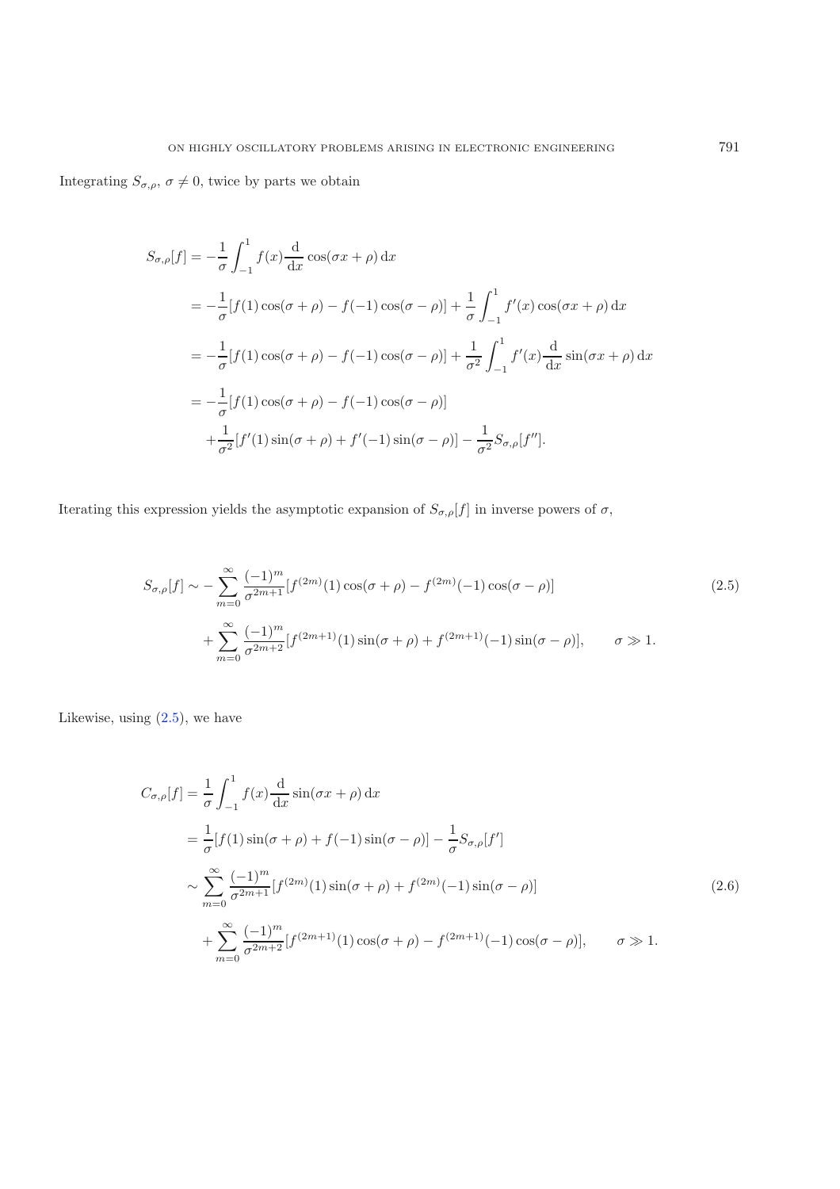Integrating $S_{\sigma,\rho}$, $\sigma \neq 0$, twice by parts we obtain

$$
\begin{aligned}
S_{\sigma,\rho}[f] &= -\frac{1}{\sigma}\int_{-1}^{1} f(x)\frac{\mathrm{d}}{\mathrm{d}x}\cos(\sigma x+\rho)\,\mathrm{d}x \\
&= -\frac{1}{\sigma}[f(1)\cos(\sigma+\rho) - f(-1)\cos(\sigma-\rho)] + \frac{1}{\sigma}\int_{-1}^{1} f'(x)\cos(\sigma x+\rho)\,\mathrm{d}x \\
&= -\frac{1}{\sigma}[f(1)\cos(\sigma+\rho) - f(-1)\cos(\sigma-\rho)] + \frac{1}{\sigma^2}\int_{-1}^{1} f'(x)\frac{\mathrm{d}}{\mathrm{d}x}\sin(\sigma x+\rho)\,\mathrm{d}x \\
&= -\frac{1}{\sigma}[f(1)\cos(\sigma+\rho) - f(-1)\cos(\sigma-\rho)] \\
&\quad + \frac{1}{\sigma^2}[f'(1)\sin(\sigma+\rho) + f'(-1)\sin(\sigma-\rho)] - \frac{1}{\sigma^2}S_{\sigma,\rho}[f''].
\end{aligned}
$$

Iterating this expression yields the asymptotic expansion of $S_{\sigma,\rho}[f]$ in inverse powers of $\sigma$,

$$
\begin{aligned}
S_{\sigma,\rho}[f] &\sim -\sum_{m=0}^{\infty}\frac{(-1)^m}{\sigma^{2m+1}}[f^{(2m)}(1)\cos(\sigma+\rho) - f^{(2m)}(-1)\cos(\sigma-\rho)] \\
&\quad + \sum_{m=0}^{\infty}\frac{(-1)^m}{\sigma^{2m+2}}[f^{(2m+1)}(1)\sin(\sigma+\rho) + f^{(2m+1)}(-1)\sin(\sigma-\rho)], \qquad \sigma \gg 1.
\end{aligned}
\tag{2.5}
$$

Likewise, using (2.5), we have

$$
\begin{aligned}
C_{\sigma,\rho}[f] &= \frac{1}{\sigma}\int_{-1}^{1} f(x)\frac{\mathrm{d}}{\mathrm{d}x}\sin(\sigma x+\rho)\,\mathrm{d}x \\
&= \frac{1}{\sigma}[f(1)\sin(\sigma+\rho) + f(-1)\sin(\sigma-\rho)] - \frac{1}{\sigma}S_{\sigma,\rho}[f'] \\
&\sim \sum_{m=0}^{\infty}\frac{(-1)^m}{\sigma^{2m+1}}[f^{(2m)}(1)\sin(\sigma+\rho) + f^{(2m)}(-1)\sin(\sigma-\rho)] \\
&\quad + \sum_{m=0}^{\infty}\frac{(-1)^m}{\sigma^{2m+2}}[f^{(2m+1)}(1)\cos(\sigma+\rho) - f^{(2m+1)}(-1)\cos(\sigma-\rho)], \qquad \sigma \gg 1.
\end{aligned}
\tag{2.6}
$$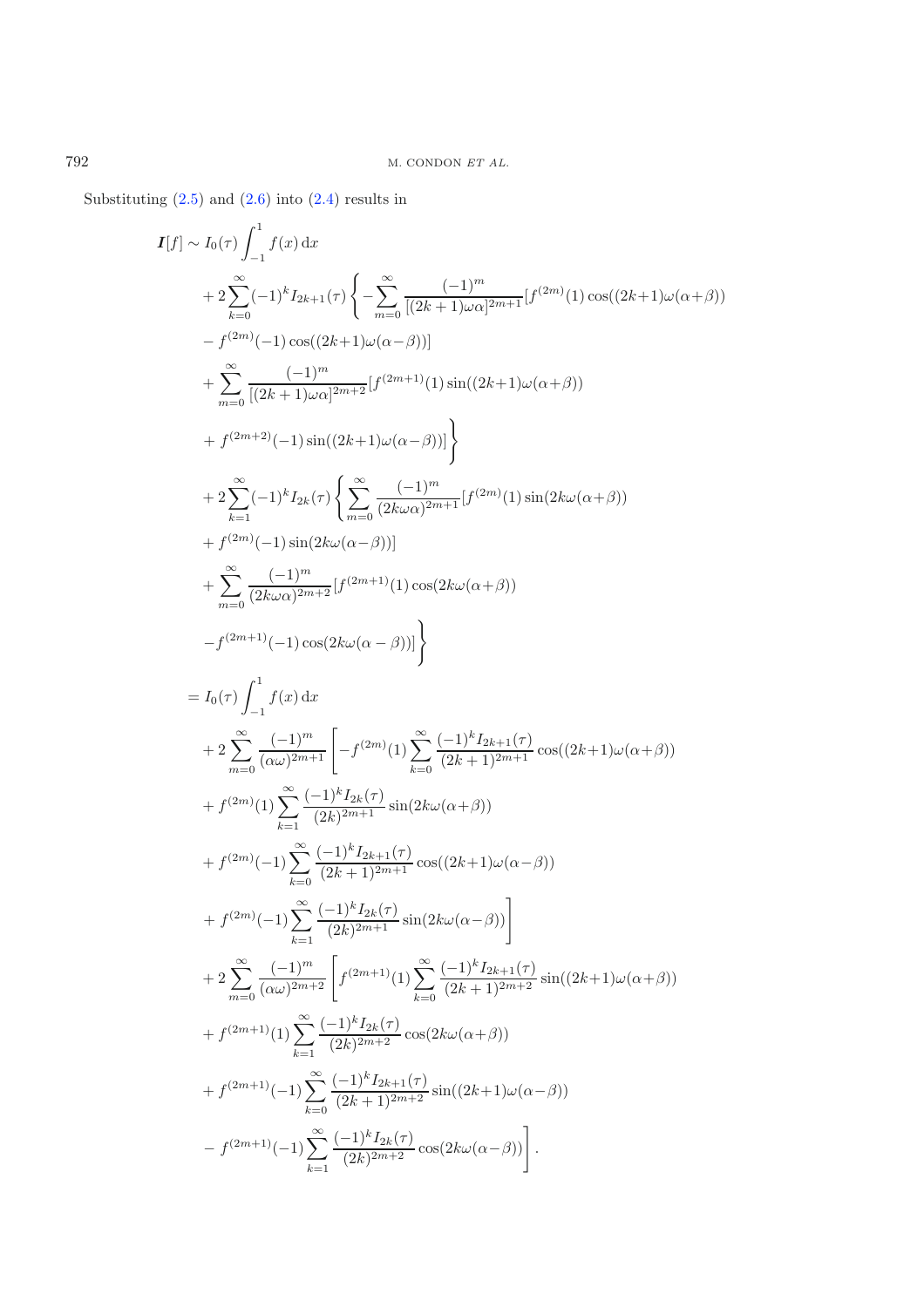Substituting (2.5) and (2.6) into (2.4) results in

$$
\begin{aligned}
\boldsymbol{I}[f] \sim\; & I_0(\tau)\int_{-1}^{1} f(x)\,\mathrm{d}x \\
& + 2\sum_{k=0}^{\infty}(-1)^k I_{2k+1}(\tau)\Bigg\{-\sum_{m=0}^{\infty}\frac{(-1)^m}{[(2k+1)\omega\alpha]^{2m+1}}[f^{(2m)}(1)\cos((2k+1)\omega(\alpha+\beta)) \\
& - f^{(2m)}(-1)\cos((2k+1)\omega(\alpha-\beta))] \\
& + \sum_{m=0}^{\infty}\frac{(-1)^m}{[(2k+1)\omega\alpha]^{2m+2}}[f^{(2m+1)}(1)\sin((2k+1)\omega(\alpha+\beta)) \\
& + f^{(2m+2)}(-1)\sin((2k+1)\omega(\alpha-\beta))]\Bigg\} \\
& + 2\sum_{k=1}^{\infty}(-1)^k I_{2k}(\tau)\Bigg\{\sum_{m=0}^{\infty}\frac{(-1)^m}{(2k\omega\alpha)^{2m+1}}[f^{(2m)}(1)\sin(2k\omega(\alpha+\beta)) \\
& + f^{(2m)}(-1)\sin(2k\omega(\alpha-\beta))] \\
& + \sum_{m=0}^{\infty}\frac{(-1)^m}{(2k\omega\alpha)^{2m+2}}[f^{(2m+1)}(1)\cos(2k\omega(\alpha+\beta)) \\
& - f^{(2m+1)}(-1)\cos(2k\omega(\alpha-\beta))]\Bigg\} \\
=\; & I_0(\tau)\int_{-1}^{1} f(x)\,\mathrm{d}x \\
& + 2\sum_{m=0}^{\infty}\frac{(-1)^m}{(\alpha\omega)^{2m+1}}\Bigg[-f^{(2m)}(1)\sum_{k=0}^{\infty}\frac{(-1)^k I_{2k+1}(\tau)}{(2k+1)^{2m+1}}\cos((2k+1)\omega(\alpha+\beta)) \\
& + f^{(2m)}(1)\sum_{k=1}^{\infty}\frac{(-1)^k I_{2k}(\tau)}{(2k)^{2m+1}}\sin(2k\omega(\alpha+\beta)) \\
& + f^{(2m)}(-1)\sum_{k=0}^{\infty}\frac{(-1)^k I_{2k+1}(\tau)}{(2k+1)^{2m+1}}\cos((2k+1)\omega(\alpha-\beta)) \\
& + f^{(2m)}(-1)\sum_{k=1}^{\infty}\frac{(-1)^k I_{2k}(\tau)}{(2k)^{2m+1}}\sin(2k\omega(\alpha-\beta))\Bigg] \\
& + 2\sum_{m=0}^{\infty}\frac{(-1)^m}{(\alpha\omega)^{2m+2}}\Bigg[f^{(2m+1)}(1)\sum_{k=0}^{\infty}\frac{(-1)^k I_{2k+1}(\tau)}{(2k+1)^{2m+2}}\sin((2k+1)\omega(\alpha+\beta)) \\
& + f^{(2m+1)}(1)\sum_{k=1}^{\infty}\frac{(-1)^k I_{2k}(\tau)}{(2k)^{2m+2}}\cos(2k\omega(\alpha+\beta)) \\
& + f^{(2m+1)}(-1)\sum_{k=0}^{\infty}\frac{(-1)^k I_{2k+1}(\tau)}{(2k+1)^{2m+2}}\sin((2k+1)\omega(\alpha-\beta)) \\
& - f^{(2m+1)}(-1)\sum_{k=1}^{\infty}\frac{(-1)^k I_{2k}(\tau)}{(2k)^{2m+2}}\cos(2k\omega(\alpha-\beta))\Bigg].
\end{aligned}
$$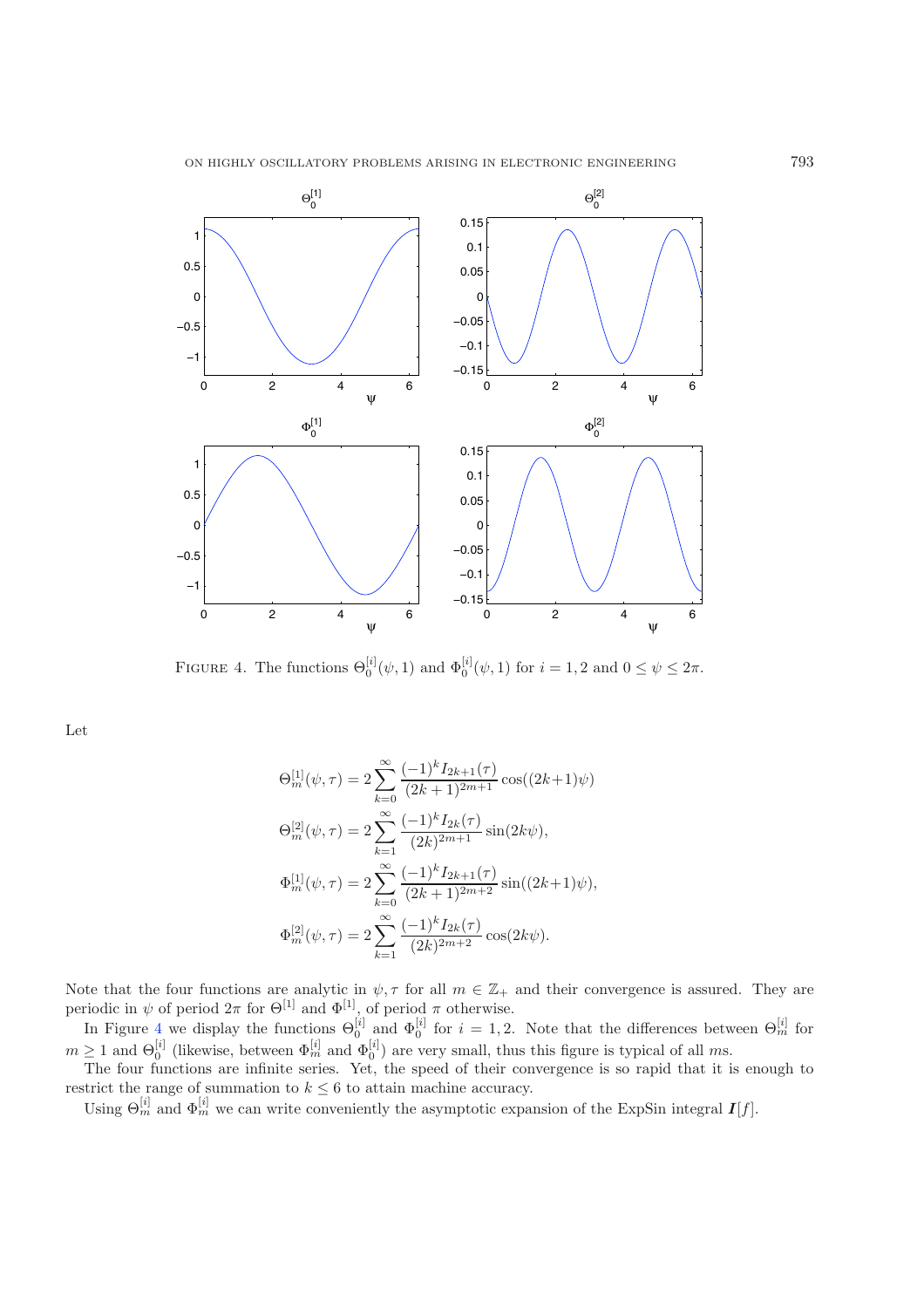FIGURE 4. The functions $\Theta_0^{[i]}(\psi,1)$ and $\Phi_0^{[i]}(\psi,1)$ for $i=1,2$ and $0 \le \psi \le 2\pi$.

Let

$$\Theta_m^{[1]}(\psi,\tau) = 2\sum_{k=0}^{\infty} \frac{(-1)^k I_{2k+1}(\tau)}{(2k+1)^{2m+1}} \cos((2k+1)\psi)$$

$$\Theta_m^{[2]}(\psi,\tau) = 2\sum_{k=1}^{\infty} \frac{(-1)^k I_{2k}(\tau)}{(2k)^{2m+1}} \sin(2k\psi),$$

$$\Phi_m^{[1]}(\psi,\tau) = 2\sum_{k=0}^{\infty} \frac{(-1)^k I_{2k+1}(\tau)}{(2k+1)^{2m+2}} \sin((2k+1)\psi),$$

$$\Phi_m^{[2]}(\psi,\tau) = 2\sum_{k=1}^{\infty} \frac{(-1)^k I_{2k}(\tau)}{(2k)^{2m+2}} \cos(2k\psi).$$

Note that the four functions are analytic in $\psi, \tau$ for all $m \in \mathbb{Z}_+$ and their convergence is assured. They are periodic in $\psi$ of period $2\pi$ for $\Theta^{[1]}$ and $\Phi^{[1]}$, of period $\pi$ otherwise.

In Figure 4 we display the functions $\Theta_0^{[i]}$ and $\Phi_0^{[i]}$ for $i=1,2$. Note that the differences between $\Theta_m^{[i]}$ for $m \ge 1$ and $\Theta_0^{[i]}$ (likewise, between $\Phi_m^{[i]}$ and $\Phi_0^{[i]}$) are very small, thus this figure is typical of all $m$s.

The four functions are infinite series. Yet, the speed of their convergence is so rapid that it is enough to restrict the range of summation to $k \le 6$ to attain machine accuracy.

Using $\Theta_m^{[i]}$ and $\Phi_m^{[i]}$ we can write conveniently the asymptotic expansion of the ExpSin integral $\boldsymbol{I}[f]$.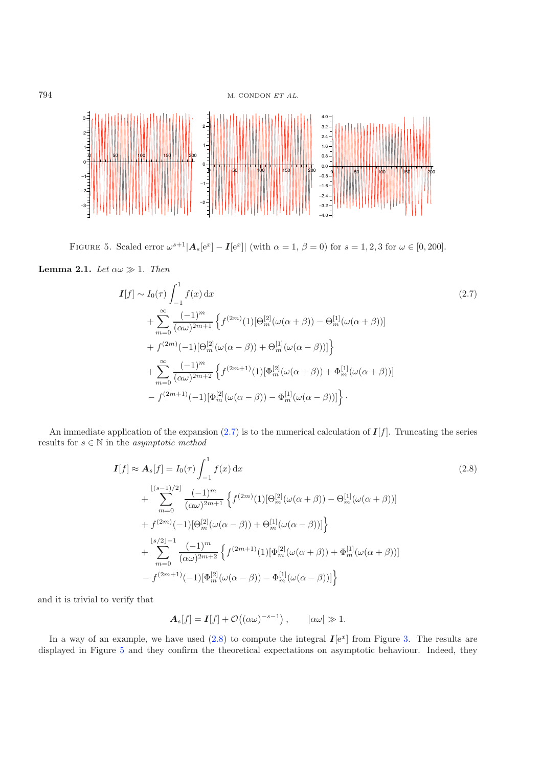FIGURE 5. Scaled error $\omega^{s+1}|\boldsymbol{A}_s[e^x] - \boldsymbol{I}[e^x]|$ (with $\alpha = 1$, $\beta = 0$) for $s = 1, 2, 3$ for $\omega \in [0, 200]$.

**Lemma 2.1.** *Let* $\alpha\omega \gg 1$. *Then*

$$
\begin{aligned}
\boldsymbol{I}[f] \sim\ & I_0(\tau) \int_{-1}^{1} f(x)\,\mathrm{d}x \\
& + \sum_{m=0}^{\infty} \frac{(-1)^m}{(\alpha\omega)^{2m+1}} \Big\{ f^{(2m)}(1)[\Theta_m^{[2]}(\omega(\alpha+\beta)) - \Theta_m^{[1]}(\omega(\alpha+\beta))] \\
& + f^{(2m)}(-1)[\Theta_m^{[2]}(\omega(\alpha-\beta)) + \Theta_m^{[1]}(\omega(\alpha-\beta))] \Big\} \\
& + \sum_{m=0}^{\infty} \frac{(-1)^m}{(\alpha\omega)^{2m+2}} \Big\{ f^{(2m+1)}(1)[\Phi_m^{[2]}(\omega(\alpha+\beta)) + \Phi_m^{[1]}(\omega(\alpha+\beta))] \\
& - f^{(2m+1)}(-1)[\Phi_m^{[2]}(\omega(\alpha-\beta)) - \Phi_m^{[1]}(\omega(\alpha-\beta))] \Big\} \cdot
\end{aligned}
\tag{2.7}
$$

An immediate application of the expansion (2.7) is to the numerical calculation of $\boldsymbol{I}[f]$. Truncating the series results for $s \in \mathbb{N}$ in the *asymptotic method*

$$
\begin{aligned}
\boldsymbol{I}[f] \approx \boldsymbol{A}_s[f] =\ & I_0(\tau) \int_{-1}^{1} f(x)\,\mathrm{d}x \\
& + \sum_{m=0}^{\lfloor (s-1)/2 \rfloor} \frac{(-1)^m}{(\alpha\omega)^{2m+1}} \Big\{ f^{(2m)}(1)[\Theta_m^{[2]}(\omega(\alpha+\beta)) - \Theta_m^{[1]}(\omega(\alpha+\beta))] \\
& + f^{(2m)}(-1)[\Theta_m^{[2]}(\omega(\alpha-\beta)) + \Theta_m^{[1]}(\omega(\alpha-\beta))] \Big\} \\
& + \sum_{m=0}^{\lfloor s/2 \rfloor - 1} \frac{(-1)^m}{(\alpha\omega)^{2m+2}} \Big\{ f^{(2m+1)}(1)[\Phi_m^{[2]}(\omega(\alpha+\beta)) + \Phi_m^{[1]}(\omega(\alpha+\beta))] \\
& - f^{(2m+1)}(-1)[\Phi_m^{[2]}(\omega(\alpha-\beta)) - \Phi_m^{[1]}(\omega(\alpha-\beta))] \Big\}
\end{aligned}
\tag{2.8}
$$

and it is trivial to verify that

$$
\boldsymbol{A}_s[f] = \boldsymbol{I}[f] + \mathcal{O}\big((\alpha\omega)^{-s-1}\big), \qquad |\alpha\omega| \gg 1.
$$

In a way of an example, we have used (2.8) to compute the integral $\boldsymbol{I}[e^x]$ from Figure 3. The results are displayed in Figure 5 and they confirm the theoretical expectations on asymptotic behaviour. Indeed, they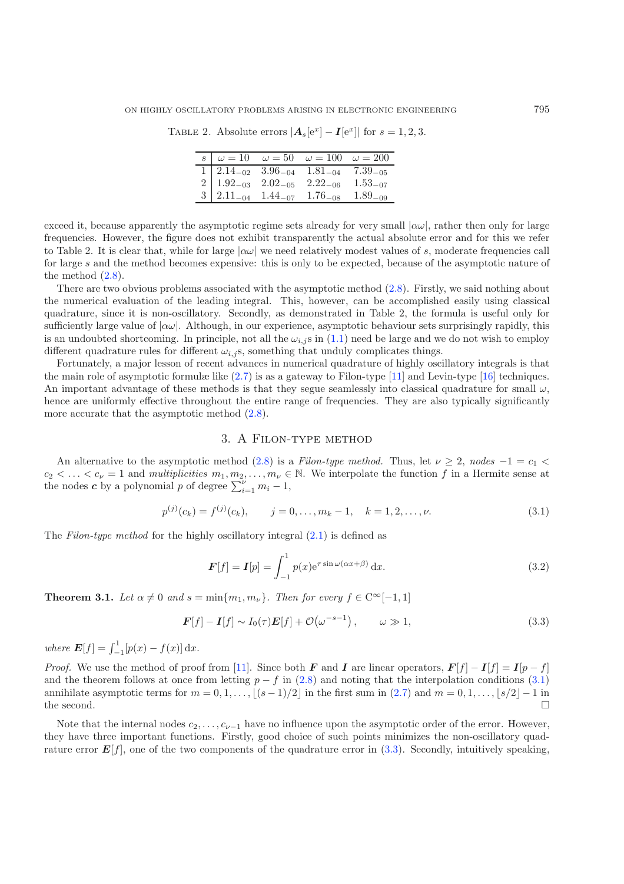Table 2. Absolute errors $|\boldsymbol{A}_s[\mathrm{e}^x] - \boldsymbol{I}[\mathrm{e}^x]|$ for $s = 1, 2, 3$.

| $s$ | $\omega = 10$ | $\omega = 50$ | $\omega = 100$ | $\omega = 200$ |
|---|---|---|---|---|
| 1 | $2.14_{-02}$ | $3.96_{-04}$ | $1.81_{-04}$ | $7.39_{-05}$ |
| 2 | $1.92_{-03}$ | $2.02_{-05}$ | $2.22_{-06}$ | $1.53_{-07}$ |
| 3 | $2.11_{-04}$ | $1.44_{-07}$ | $1.76_{-08}$ | $1.89_{-09}$ |

exceed it, because apparently the asymptotic regime sets already for very small $|\alpha\omega|$, rather then only for large frequencies. However, the figure does not exhibit transparently the actual absolute error and for this we refer to Table 2. It is clear that, while for large $|\alpha\omega|$ we need relatively modest values of $s$, moderate frequencies call for large $s$ and the method becomes expensive: this is only to be expected, because of the asymptotic nature of the method (2.8).

There are two obvious problems associated with the asymptotic method (2.8). Firstly, we said nothing about the numerical evaluation of the leading integral. This, however, can be accomplished easily using classical quadrature, since it is non-oscillatory. Secondly, as demonstrated in Table 2, the formula is useful only for sufficiently large value of $|\alpha\omega|$. Although, in our experience, asymptotic behaviour sets surprisingly rapidly, this is an undoubted shortcoming. In principle, not all the $\omega_{i,j}$s in (1.1) need be large and we do not wish to employ different quadrature rules for different $\omega_{i,j}$s, something that unduly complicates things.

Fortunately, a major lesson of recent advances in numerical quadrature of highly oscillatory integrals is that the main role of asymptotic formulæ like (2.7) is as a gateway to Filon-type [11] and Levin-type [16] techniques. An important advantage of these methods is that they segue seamlessly into classical quadrature for small $\omega$, hence are uniformly effective throughout the entire range of frequencies. They are also typically significantly more accurate that the asymptotic method (2.8).

## 3. A Filon-type method

An alternative to the asymptotic method (2.8) is a *Filon-type method.* Thus, let $\nu \geq 2$, *nodes* $-1 = c_1 < c_2 < \ldots < c_\nu = 1$ and *multiplicities* $m_1, m_2, \ldots, m_\nu \in \mathbb{N}$. We interpolate the function $f$ in a Hermite sense at the nodes $\boldsymbol{c}$ by a polynomial $p$ of degree $\sum_{i=1}^{\nu} m_i - 1$,

$$p^{(j)}(c_k) = f^{(j)}(c_k), \qquad j = 0, \ldots, m_k - 1, \quad k = 1, 2, \ldots, \nu. \tag{3.1}$$

The *Filon-type method* for the highly oscillatory integral (2.1) is defined as

$$\boldsymbol{F}[f] = \boldsymbol{I}[p] = \int_{-1}^{1} p(x) \mathrm{e}^{\tau \sin \omega(\alpha x + \beta)} \, \mathrm{d}x. \tag{3.2}$$

**Theorem 3.1.** *Let $\alpha \neq 0$ and $s = \min\{m_1, m_\nu\}$. Then for every $f \in \mathrm{C}^\infty[-1, 1]$*

$$\boldsymbol{F}[f] - \boldsymbol{I}[f] \sim I_0(\tau) \boldsymbol{E}[f] + \mathcal{O}\big(\omega^{-s-1}\big), \qquad \omega \gg 1, \tag{3.3}$$

*where $\boldsymbol{E}[f] = \int_{-1}^{1} [p(x) - f(x)] \, \mathrm{d}x$.*

*Proof.* We use the method of proof from [11]. Since both $\boldsymbol{F}$ and $\boldsymbol{I}$ are linear operators, $\boldsymbol{F}[f] - \boldsymbol{I}[f] = \boldsymbol{I}[p - f]$ and the theorem follows at once from letting $p - f$ in (2.8) and noting that the interpolation conditions (3.1) annihilate asymptotic terms for $m = 0, 1, \ldots, \lfloor (s-1)/2 \rfloor$ in the first sum in (2.7) and $m = 0, 1, \ldots, \lfloor s/2 \rfloor - 1$ in the second. □

Note that the internal nodes $c_2, \ldots, c_{\nu-1}$ have no influence upon the asymptotic order of the error. However, they have three important functions. Firstly, good choice of such points minimizes the non-oscillatory quadrature error $\boldsymbol{E}[f]$, one of the two components of the quadrature error in (3.3). Secondly, intuitively speaking,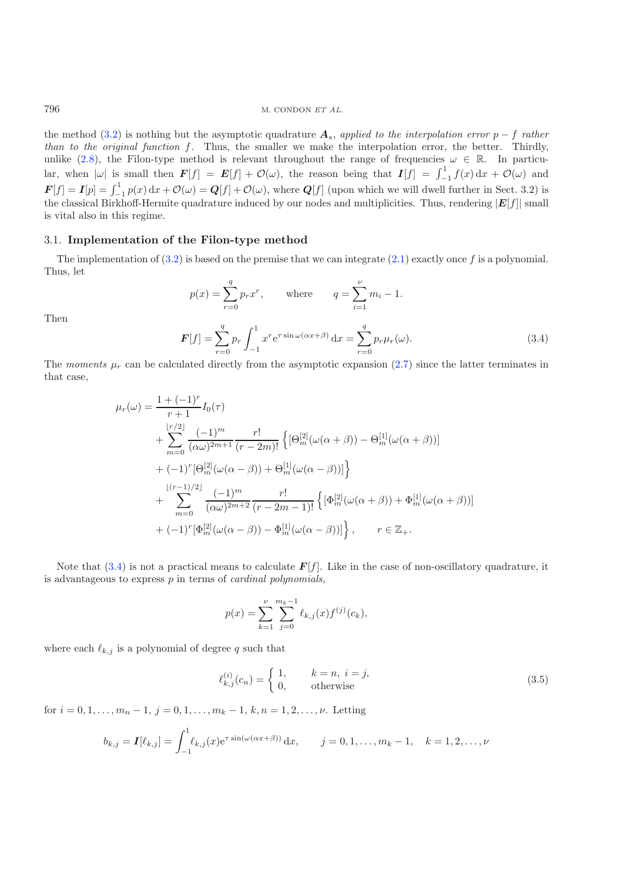the method (3.2) is nothing but the asymptotic quadrature $\boldsymbol{A}_s$, *applied to the interpolation error* $p - f$ *rather than to the original function* $f$. Thus, the smaller we make the interpolation error, the better. Thirdly, unlike (2.8), the Filon-type method is relevant throughout the range of frequencies $\omega \in \mathbb{R}$. In particular, when $|\omega|$ is small then $\boldsymbol{F}[f] = \boldsymbol{E}[f] + \mathcal{O}(\omega)$, the reason being that $\boldsymbol{I}[f] = \int_{-1}^{1} f(x)\,\mathrm{d}x + \mathcal{O}(\omega)$ and $\boldsymbol{F}[f] = \boldsymbol{I}[p] = \int_{-1}^{1} p(x)\,\mathrm{d}x + \mathcal{O}(\omega) = \boldsymbol{Q}[f] + \mathcal{O}(\omega)$, where $\boldsymbol{Q}[f]$ (upon which we will dwell further in Sect. 3.2) is the classical Birkhoff-Hermite quadrature induced by our nodes and multiplicities. Thus, rendering $|\boldsymbol{E}[f]|$ small is vital also in this regime.

### 3.1. **Implementation of the Filon-type method**

The implementation of (3.2) is based on the premise that we can integrate (2.1) exactly once $f$ is a polynomial. Thus, let

$$p(x) = \sum_{r=0}^{q} p_r x^r, \qquad \text{where} \qquad q = \sum_{i=1}^{\nu} m_i - 1.$$

Then

$$\boldsymbol{F}[f] = \sum_{r=0}^{q} p_r \int_{-1}^{1} x^r \mathrm{e}^{\tau \sin \omega(\alpha x + \beta)}\,\mathrm{d}x = \sum_{r=0}^{q} p_r \mu_r(\omega). \tag{3.4}$$

The *moments* $\mu_r$ can be calculated directly from the asymptotic expansion (2.7) since the latter terminates in that case,

$$\begin{aligned}
\mu_r(\omega) = {} & \frac{1 + (-1)^r}{r+1} I_0(\tau) \\
& + \sum_{m=0}^{\lfloor r/2 \rfloor} \frac{(-1)^m}{(\alpha\omega)^{2m+1}} \frac{r!}{(r-2m)!} \Big\{ [\Theta_m^{[2]}(\omega(\alpha+\beta)) - \Theta_m^{[1]}(\omega(\alpha+\beta))] \\
& + (-1)^r [\Theta_m^{[2]}(\omega(\alpha-\beta)) + \Theta_m^{[1]}(\omega(\alpha-\beta))] \Big\} \\
& + \sum_{m=0}^{\lfloor (r-1)/2 \rfloor} \frac{(-1)^m}{(\alpha\omega)^{2m+2}} \frac{r!}{(r-2m-1)!} \Big\{ [\Phi_m^{[2]}(\omega(\alpha+\beta)) + \Phi_m^{[1]}(\omega(\alpha+\beta))] \\
& + (-1)^r [\Phi_m^{[2]}(\omega(\alpha-\beta)) - \Phi_m^{[1]}(\omega(\alpha-\beta))] \Big\}, \qquad r \in \mathbb{Z}_+.
\end{aligned}$$

Note that (3.4) is not a practical means to calculate $\boldsymbol{F}[f]$. Like in the case of non-oscillatory quadrature, it is advantageous to express $p$ in terms of *cardinal polynomials*,

$$p(x) = \sum_{k=1}^{\nu} \sum_{j=0}^{m_k - 1} \ell_{k,j}(x) f^{(j)}(c_k),$$

where each $\ell_{k,j}$ is a polynomial of degree $q$ such that

$$\ell_{k,j}^{(i)}(c_n) = \begin{cases} 1, & k = n,\ i = j, \\ 0, & \text{otherwise} \end{cases} \tag{3.5}$$

for $i = 0, 1, \ldots, m_n - 1$, $j = 0, 1, \ldots, m_k - 1$, $k, n = 1, 2, \ldots, \nu$. Letting

$$b_{k,j} = \boldsymbol{I}[\ell_{k,j}] = \int_{-1}^{1} \ell_{k,j}(x) \mathrm{e}^{\tau \sin(\omega(\alpha x + \beta))}\,\mathrm{d}x, \qquad j = 0, 1, \ldots, m_k - 1, \quad k = 1, 2, \ldots, \nu$$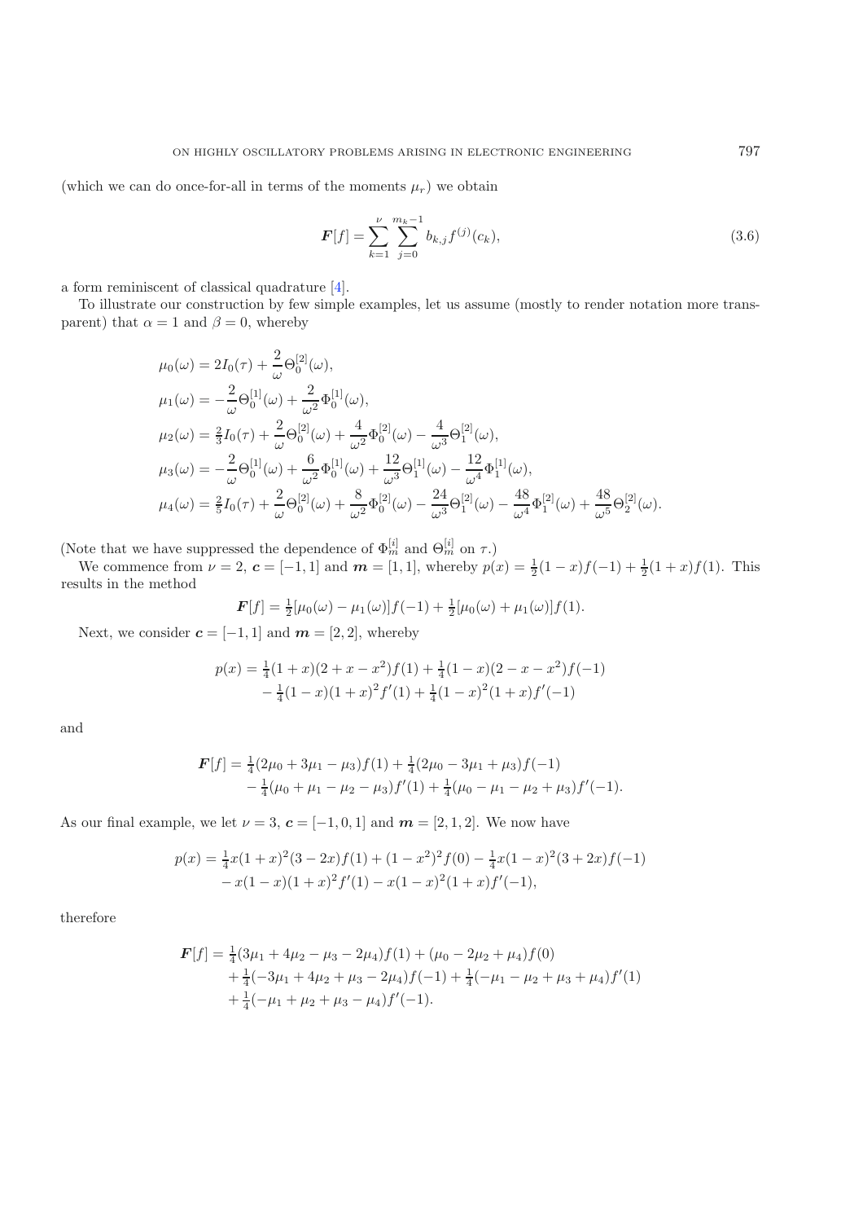(which we can do once-for-all in terms of the moments $\mu_r$) we obtain

$$\boldsymbol{F}[f] = \sum_{k=1}^{\nu} \sum_{j=0}^{m_k-1} b_{k,j} f^{(j)}(c_k), \tag{3.6}$$

a form reminiscent of classical quadrature [4].

To illustrate our construction by few simple examples, let us assume (mostly to render notation more transparent) that $\alpha = 1$ and $\beta = 0$, whereby

$$\begin{aligned}
\mu_0(\omega) &= 2I_0(\tau) + \frac{2}{\omega}\Theta_0^{[2]}(\omega),\\
\mu_1(\omega) &= -\frac{2}{\omega}\Theta_0^{[1]}(\omega) + \frac{2}{\omega^2}\Phi_0^{[1]}(\omega),\\
\mu_2(\omega) &= \tfrac{2}{3}I_0(\tau) + \frac{2}{\omega}\Theta_0^{[2]}(\omega) + \frac{4}{\omega^2}\Phi_0^{[2]}(\omega) - \frac{4}{\omega^3}\Theta_1^{[2]}(\omega),\\
\mu_3(\omega) &= -\frac{2}{\omega}\Theta_0^{[1]}(\omega) + \frac{6}{\omega^2}\Phi_0^{[1]}(\omega) + \frac{12}{\omega^3}\Theta_1^{[1]}(\omega) - \frac{12}{\omega^4}\Phi_1^{[1]}(\omega),\\
\mu_4(\omega) &= \tfrac{2}{5}I_0(\tau) + \frac{2}{\omega}\Theta_0^{[2]}(\omega) + \frac{8}{\omega^2}\Phi_0^{[2]}(\omega) - \frac{24}{\omega^3}\Theta_1^{[2]}(\omega) - \frac{48}{\omega^4}\Phi_1^{[2]}(\omega) + \frac{48}{\omega^5}\Theta_2^{[2]}(\omega).
\end{aligned}$$

(Note that we have suppressed the dependence of $\Phi_m^{[i]}$ and $\Theta_m^{[i]}$ on $\tau$.)

We commence from $\nu = 2$, $\boldsymbol{c} = [-1, 1]$ and $\boldsymbol{m} = [1, 1]$, whereby $p(x) = \frac{1}{2}(1-x)f(-1) + \frac{1}{2}(1+x)f(1)$. This results in the method

$$\boldsymbol{F}[f] = \tfrac{1}{2}[\mu_0(\omega) - \mu_1(\omega)]f(-1) + \tfrac{1}{2}[\mu_0(\omega) + \mu_1(\omega)]f(1).$$

Next, we consider $\boldsymbol{c} = [-1, 1]$ and $\boldsymbol{m} = [2, 2]$, whereby

$$\begin{aligned}
p(x) &= \tfrac{1}{4}(1+x)(2+x-x^2)f(1) + \tfrac{1}{4}(1-x)(2-x-x^2)f(-1)\\
&\quad - \tfrac{1}{4}(1-x)(1+x)^2 f'(1) + \tfrac{1}{4}(1-x)^2(1+x)f'(-1)
\end{aligned}$$

and

$$\begin{aligned}
\boldsymbol{F}[f] &= \tfrac{1}{4}(2\mu_0 + 3\mu_1 - \mu_3)f(1) + \tfrac{1}{4}(2\mu_0 - 3\mu_1 + \mu_3)f(-1)\\
&\quad - \tfrac{1}{4}(\mu_0 + \mu_1 - \mu_2 - \mu_3)f'(1) + \tfrac{1}{4}(\mu_0 - \mu_1 - \mu_2 + \mu_3)f'(-1).
\end{aligned}$$

As our final example, we let $\nu = 3$, $\boldsymbol{c} = [-1, 0, 1]$ and $\boldsymbol{m} = [2, 1, 2]$. We now have

$$\begin{aligned}
p(x) &= \tfrac{1}{4}x(1+x)^2(3-2x)f(1) + (1-x^2)^2 f(0) - \tfrac{1}{4}x(1-x)^2(3+2x)f(-1)\\
&\quad - x(1-x)(1+x)^2 f'(1) - x(1-x)^2(1+x)f'(-1),
\end{aligned}$$

therefore

$$\begin{aligned}
\boldsymbol{F}[f] &= \tfrac{1}{4}(3\mu_1 + 4\mu_2 - \mu_3 - 2\mu_4)f(1) + (\mu_0 - 2\mu_2 + \mu_4)f(0)\\
&\quad + \tfrac{1}{4}(-3\mu_1 + 4\mu_2 + \mu_3 - 2\mu_4)f(-1) + \tfrac{1}{4}(-\mu_1 - \mu_2 + \mu_3 + \mu_4)f'(1)\\
&\quad + \tfrac{1}{4}(-\mu_1 + \mu_2 + \mu_3 - \mu_4)f'(-1).
\end{aligned}$$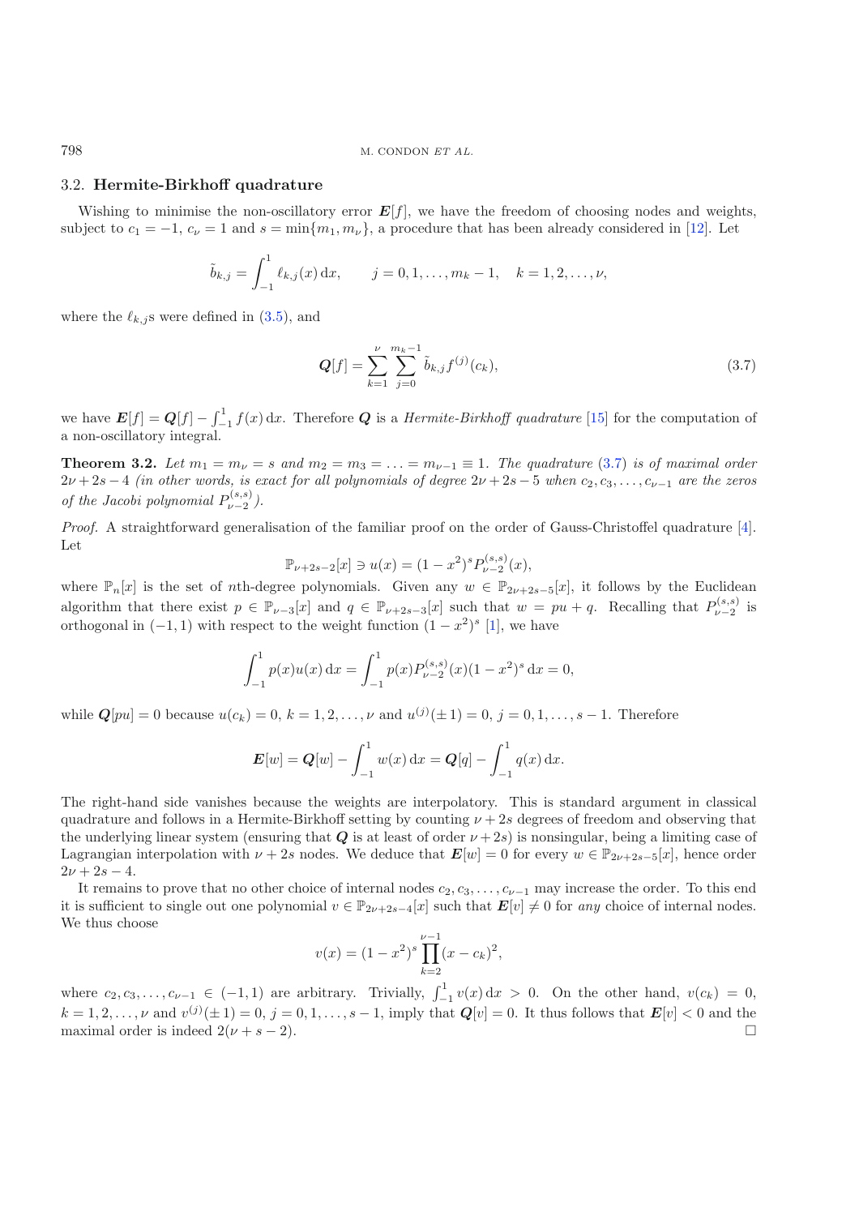### 3.2. **Hermite-Birkhoff quadrature**

Wishing to minimise the non-oscillatory error $\boldsymbol{E}[f]$, we have the freedom of choosing nodes and weights, subject to $c_1 = -1$, $c_\nu = 1$ and $s = \min\{m_1, m_\nu\}$, a procedure that has been already considered in [12]. Let

$$\tilde{b}_{k,j} = \int_{-1}^{1} \ell_{k,j}(x)\,\mathrm{d}x, \qquad j = 0, 1, \ldots, m_k - 1, \quad k = 1, 2, \ldots, \nu,$$

where the $\ell_{k,j}$s were defined in (3.5), and

$$\boldsymbol{Q}[f] = \sum_{k=1}^{\nu} \sum_{j=0}^{m_k - 1} \tilde{b}_{k,j} f^{(j)}(c_k), \tag{3.7}$$

we have $\boldsymbol{E}[f] = \boldsymbol{Q}[f] - \int_{-1}^{1} f(x)\,\mathrm{d}x$. Therefore $\boldsymbol{Q}$ is a *Hermite-Birkhoff quadrature* [15] for the computation of a non-oscillatory integral.

**Theorem 3.2.** *Let $m_1 = m_\nu = s$ and $m_2 = m_3 = \ldots = m_{\nu-1} \equiv 1$. The quadrature (3.7) is of maximal order $2\nu + 2s - 4$ (in other words, is exact for all polynomials of degree $2\nu + 2s - 5$ when $c_2, c_3, \ldots, c_{\nu-1}$ are the zeros of the Jacobi polynomial $P_{\nu-2}^{(s,s)}$).*

*Proof.* A straightforward generalisation of the familiar proof on the order of Gauss-Christoffel quadrature [4]. Let

$$\mathbb{P}_{\nu+2s-2}[x] \ni u(x) = (1 - x^2)^s P_{\nu-2}^{(s,s)}(x),$$

where $\mathbb{P}_n[x]$ is the set of $n$th-degree polynomials. Given any $w \in \mathbb{P}_{2\nu+2s-5}[x]$, it follows by the Euclidean algorithm that there exist $p \in \mathbb{P}_{\nu-3}[x]$ and $q \in \mathbb{P}_{\nu+2s-3}[x]$ such that $w = pu + q$. Recalling that $P_{\nu-2}^{(s,s)}$ is orthogonal in $(-1, 1)$ with respect to the weight function $(1 - x^2)^s$ [1], we have

$$\int_{-1}^{1} p(x) u(x)\,\mathrm{d}x = \int_{-1}^{1} p(x) P_{\nu-2}^{(s,s)}(x)(1 - x^2)^s\,\mathrm{d}x = 0,$$

while $\boldsymbol{Q}[pu] = 0$ because $u(c_k) = 0$, $k = 1, 2, \ldots, \nu$ and $u^{(j)}(\pm 1) = 0$, $j = 0, 1, \ldots, s - 1$. Therefore

$$\boldsymbol{E}[w] = \boldsymbol{Q}[w] - \int_{-1}^{1} w(x)\,\mathrm{d}x = \boldsymbol{Q}[q] - \int_{-1}^{1} q(x)\,\mathrm{d}x.$$

The right-hand side vanishes because the weights are interpolatory. This is standard argument in classical quadrature and follows in a Hermite-Birkhoff setting by counting $\nu + 2s$ degrees of freedom and observing that the underlying linear system (ensuring that $\boldsymbol{Q}$ is at least of order $\nu + 2s$) is nonsingular, being a limiting case of Lagrangian interpolation with $\nu + 2s$ nodes. We deduce that $\boldsymbol{E}[w] = 0$ for every $w \in \mathbb{P}_{2\nu+2s-5}[x]$, hence order $2\nu + 2s - 4$.

It remains to prove that no other choice of internal nodes $c_2, c_3, \ldots, c_{\nu-1}$ may increase the order. To this end it is sufficient to single out one polynomial $v \in \mathbb{P}_{2\nu+2s-4}[x]$ such that $\boldsymbol{E}[v] \neq 0$ for *any* choice of internal nodes. We thus choose

$$v(x) = (1 - x^2)^s \prod_{k=2}^{\nu-1} (x - c_k)^2,$$

where $c_2, c_3, \ldots, c_{\nu-1} \in (-1, 1)$ are arbitrary. Trivially, $\int_{-1}^{1} v(x)\,\mathrm{d}x > 0$. On the other hand, $v(c_k) = 0$, $k = 1, 2, \ldots, \nu$ and $v^{(j)}(\pm 1) = 0$, $j = 0, 1, \ldots, s - 1$, imply that $\boldsymbol{Q}[v] = 0$. It thus follows that $\boldsymbol{E}[v] < 0$ and the maximal order is indeed $2(\nu + s - 2)$. $\square$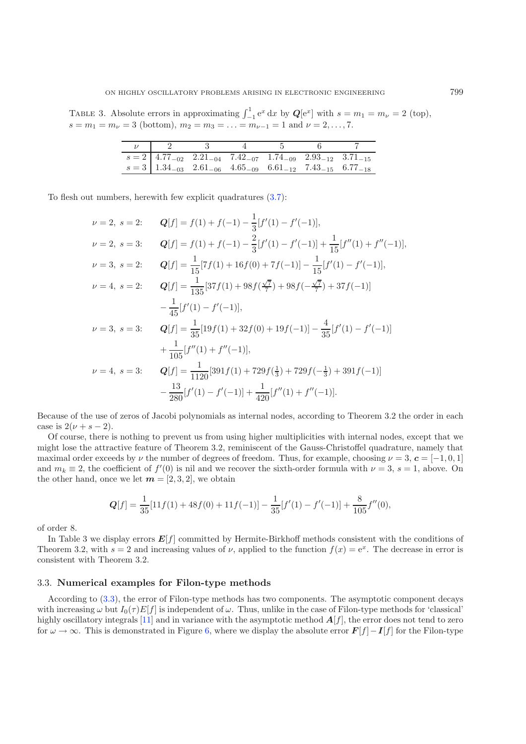Table 3. Absolute errors in approximating $\int_{-1}^{1} \mathrm{e}^x \, \mathrm{d}x$ by $\boldsymbol{Q}[\mathrm{e}^x]$ with $s = m_1 = m_\nu = 2$ (top), $s = m_1 = m_\nu = 3$ (bottom), $m_2 = m_3 = \ldots = m_{\nu-1} = 1$ and $\nu = 2, \ldots, 7$.

| $\nu$ | 2 | 3 | 4 | 5 | 6 | 7 |
|---|---|---|---|---|---|---|
| $s = 2$ | $4.77_{-02}$ | $2.21_{-04}$ | $7.42_{-07}$ | $1.74_{-09}$ | $2.93_{-12}$ | $3.71_{-15}$ |
| $s = 3$ | $1.34_{-03}$ | $2.61_{-06}$ | $4.65_{-09}$ | $6.61_{-12}$ | $7.43_{-15}$ | $6.77_{-18}$ |

To flesh out numbers, herewith few explicit quadratures (3.7):

$$\nu = 2,\ s = 2: \qquad \boldsymbol{Q}[f] = f(1) + f(-1) - \frac{1}{3}[f'(1) - f'(-1)],$$

$$\nu = 2,\ s = 3: \qquad \boldsymbol{Q}[f] = f(1) + f(-1) - \frac{2}{3}[f'(1) - f'(-1)] + \frac{1}{15}[f''(1) + f''(-1)],$$

$$\nu = 3,\ s = 2: \qquad \boldsymbol{Q}[f] = \frac{1}{15}[7f(1) + 16f(0) + 7f(-1)] - \frac{1}{15}[f'(1) - f'(-1)],$$

$$\nu = 4,\ s = 2: \qquad \boldsymbol{Q}[f] = \frac{1}{135}[37f(1) + 98f(\tfrac{\sqrt{7}}{7}) + 98f(-\tfrac{\sqrt{7}}{7}) + 37f(-1)] - \frac{1}{45}[f'(1) - f'(-1)],$$

$$\nu = 3,\ s = 3: \qquad \boldsymbol{Q}[f] = \frac{1}{35}[19f(1) + 32f(0) + 19f(-1)] - \frac{4}{35}[f'(1) - f'(-1)] + \frac{1}{105}[f''(1) + f''(-1)],$$

$$\nu = 4,\ s = 3: \qquad \boldsymbol{Q}[f] = \frac{1}{1120}[391f(1) + 729f(\tfrac{1}{3}) + 729f(-\tfrac{1}{3}) + 391f(-1)] - \frac{13}{280}[f'(1) - f'(-1)] + \frac{1}{420}[f''(1) + f''(-1)].$$

Because of the use of zeros of Jacobi polynomials as internal nodes, according to Theorem 3.2 the order in each case is $2(\nu + s - 2)$.

Of course, there is nothing to prevent us from using higher multiplicities with internal nodes, except that we might lose the attractive feature of Theorem 3.2, reminiscent of the Gauss-Christoffel quadrature, namely that maximal order exceeds by $\nu$ the number of degrees of freedom. Thus, for example, choosing $\nu = 3$, $\boldsymbol{c} = [-1, 0, 1]$ and $m_k \equiv 2$, the coefficient of $f'(0)$ is nil and we recover the sixth-order formula with $\nu = 3$, $s = 1$, above. On the other hand, once we let $\boldsymbol{m} = [2, 3, 2]$, we obtain

$$\boldsymbol{Q}[f] = \frac{1}{35}[11f(1) + 48f(0) + 11f(-1)] - \frac{1}{35}[f'(1) - f'(-1)] + \frac{8}{105}f''(0),$$

of order 8.

In Table 3 we display errors $\boldsymbol{E}[f]$ committed by Hermite-Birkhoff methods consistent with the conditions of Theorem 3.2, with $s = 2$ and increasing values of $\nu$, applied to the function $f(x) = \mathrm{e}^x$. The decrease in error is consistent with Theorem 3.2.

### 3.3. **Numerical examples for Filon-type methods**

According to (3.3), the error of Filon-type methods has two components. The asymptotic component decays with increasing $\omega$ but $I_0(\tau)E[f]$ is independent of $\omega$. Thus, unlike in the case of Filon-type methods for 'classical' highly oscillatory integrals [11] and in variance with the asymptotic method $\boldsymbol{A}[f]$, the error does not tend to zero for $\omega \to \infty$. This is demonstrated in Figure 6, where we display the absolute error $\boldsymbol{F}[f] - \boldsymbol{I}[f]$ for the Filon-type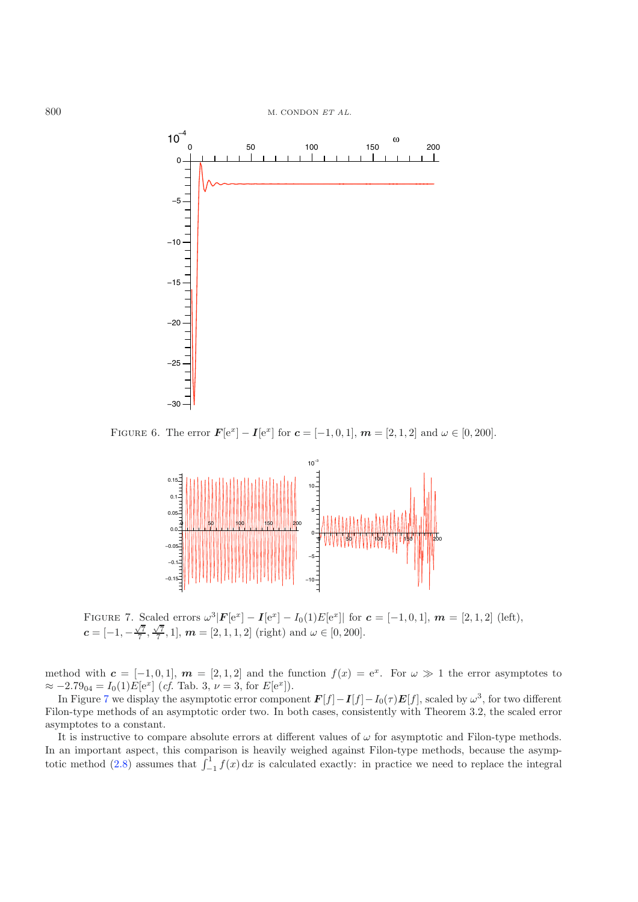FIGURE 6. The error $\boldsymbol{F}[\mathrm{e}^x] - \boldsymbol{I}[\mathrm{e}^x]$ for $\boldsymbol{c} = [-1, 0, 1]$, $\boldsymbol{m} = [2, 1, 2]$ and $\omega \in [0, 200]$.

FIGURE 7. Scaled errors $\omega^3|\boldsymbol{F}[\mathrm{e}^x] - \boldsymbol{I}[\mathrm{e}^x] - I_0(1)E[\mathrm{e}^x]|$ for $\boldsymbol{c} = [-1, 0, 1]$, $\boldsymbol{m} = [2, 1, 2]$ (left), $\boldsymbol{c} = [-1, -\frac{\sqrt{7}}{7}, \frac{\sqrt{7}}{7}, 1]$, $\boldsymbol{m} = [2, 1, 1, 2]$ (right) and $\omega \in [0, 200]$.

method with $\boldsymbol{c} = [-1, 0, 1]$, $\boldsymbol{m} = [2, 1, 2]$ and the function $f(x) = \mathrm{e}^x$. For $\omega \gg 1$ the error asymptotes to $\approx -2.79_{04} = I_0(1)E[\mathrm{e}^x]$ (*cf.* Tab. 3, $\nu = 3$, for $E[\mathrm{e}^x]$).

In Figure 7 we display the asymptotic error component $\boldsymbol{F}[f] - \boldsymbol{I}[f] - I_0(\tau)\boldsymbol{E}[f]$, scaled by $\omega^3$, for two different Filon-type methods of an asymptotic order two. In both cases, consistently with Theorem 3.2, the scaled error asymptotes to a constant.

It is instructive to compare absolute errors at different values of $\omega$ for asymptotic and Filon-type methods. In an important aspect, this comparison is heavily weighed against Filon-type methods, because the asymptotic method (2.8) assumes that $\int_{-1}^{1} f(x)\,\mathrm{d}x$ is calculated exactly: in practice we need to replace the integral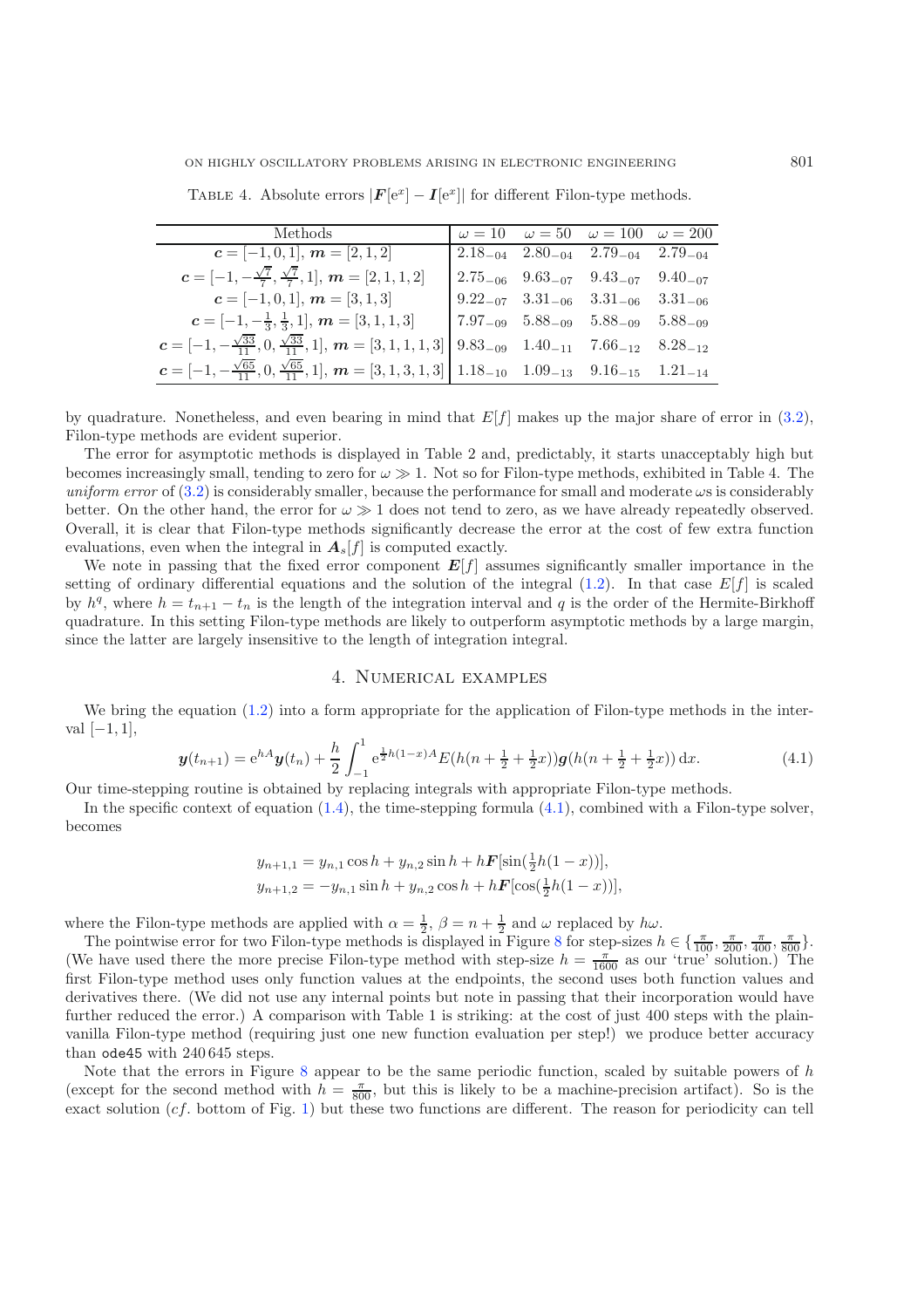TABLE 4. Absolute errors $|\boldsymbol{F}[e^x] - \boldsymbol{I}[e^x]|$ for different Filon-type methods.

| Methods | $\omega = 10$ | $\omega = 50$ | $\omega = 100$ | $\omega = 200$ |
|---|---|---|---|---|
| $\boldsymbol{c} = [-1, 0, 1]$, $\boldsymbol{m} = [2, 1, 2]$ | $2.18_{-04}$ | $2.80_{-04}$ | $2.79_{-04}$ | $2.79_{-04}$ |
| $\boldsymbol{c} = [-1, -\frac{\sqrt{7}}{7}, \frac{\sqrt{7}}{7}, 1]$, $\boldsymbol{m} = [2, 1, 1, 2]$ | $2.75_{-06}$ | $9.63_{-07}$ | $9.43_{-07}$ | $9.40_{-07}$ |
| $\boldsymbol{c} = [-1, 0, 1]$, $\boldsymbol{m} = [3, 1, 3]$ | $9.22_{-07}$ | $3.31_{-06}$ | $3.31_{-06}$ | $3.31_{-06}$ |
| $\boldsymbol{c} = [-1, -\frac{1}{3}, \frac{1}{3}, 1]$, $\boldsymbol{m} = [3, 1, 1, 3]$ | $7.97_{-09}$ | $5.88_{-09}$ | $5.88_{-09}$ | $5.88_{-09}$ |
| $\boldsymbol{c} = [-1, -\frac{\sqrt{33}}{11}, 0, \frac{\sqrt{33}}{11}, 1]$, $\boldsymbol{m} = [3, 1, 1, 1, 3]$ | $9.83_{-09}$ | $1.40_{-11}$ | $7.66_{-12}$ | $8.28_{-12}$ |
| $\boldsymbol{c} = [-1, -\frac{\sqrt{65}}{11}, 0, \frac{\sqrt{65}}{11}, 1]$, $\boldsymbol{m} = [3, 1, 3, 1, 3]$ | $1.18_{-10}$ | $1.09_{-13}$ | $9.16_{-15}$ | $1.21_{-14}$ |

by quadrature. Nonetheless, and even bearing in mind that $E[f]$ makes up the major share of error in (3.2), Filon-type methods are evident superior.

The error for asymptotic methods is displayed in Table 2 and, predictably, it starts unacceptably high but becomes increasingly small, tending to zero for $\omega \gg 1$. Not so for Filon-type methods, exhibited in Table 4. The *uniform error* of (3.2) is considerably smaller, because the performance for small and moderate $\omega$s is considerably better. On the other hand, the error for $\omega \gg 1$ does not tend to zero, as we have already repeatedly observed. Overall, it is clear that Filon-type methods significantly decrease the error at the cost of few extra function evaluations, even when the integral in $\boldsymbol{A}_s[f]$ is computed exactly.

We note in passing that the fixed error component $\boldsymbol{E}[f]$ assumes significantly smaller importance in the setting of ordinary differential equations and the solution of the integral (1.2). In that case $E[f]$ is scaled by $h^q$, where $h = t_{n+1} - t_n$ is the length of the integration interval and $q$ is the order of the Hermite-Birkhoff quadrature. In this setting Filon-type methods are likely to outperform asymptotic methods by a large margin, since the latter are largely insensitive to the length of integration integral.

## 4. Numerical examples

We bring the equation (1.2) into a form appropriate for the application of Filon-type methods in the interval $[-1, 1]$,

$$\boldsymbol{y}(t_{n+1}) = e^{hA}\boldsymbol{y}(t_n) + \frac{h}{2}\int_{-1}^{1} e^{\frac{1}{2}h(1-x)A} E(h(n+\tfrac{1}{2}+\tfrac{1}{2}x))\boldsymbol{g}(h(n+\tfrac{1}{2}+\tfrac{1}{2}x))\,dx. \tag{4.1}$$

Our time-stepping routine is obtained by replacing integrals with appropriate Filon-type methods.

In the specific context of equation (1.4), the time-stepping formula (4.1), combined with a Filon-type solver, becomes

$$\begin{aligned}
y_{n+1,1} &= y_{n,1}\cos h + y_{n,2}\sin h + h\boldsymbol{F}[\sin(\tfrac{1}{2}h(1-x))],\\
y_{n+1,2} &= -y_{n,1}\sin h + y_{n,2}\cos h + h\boldsymbol{F}[\cos(\tfrac{1}{2}h(1-x))],
\end{aligned}$$

where the Filon-type methods are applied with $\alpha = \frac{1}{2}$, $\beta = n + \frac{1}{2}$ and $\omega$ replaced by $h\omega$.

The pointwise error for two Filon-type methods is displayed in Figure 8 for step-sizes $h \in \{\frac{\pi}{100}, \frac{\pi}{200}, \frac{\pi}{400}, \frac{\pi}{800}\}$. (We have used there the more precise Filon-type method with step-size $h = \frac{\pi}{1600}$ as our 'true' solution.) The first Filon-type method uses only function values at the endpoints, the second uses both function values and derivatives there. (We did not use any internal points but note in passing that their incorporation would have further reduced the error.) A comparison with Table 1 is striking: at the cost of just 400 steps with the plain-vanilla Filon-type method (requiring just one new function evaluation per step!) we produce better accuracy than `ode45` with 240 645 steps.

Note that the errors in Figure 8 appear to be the same periodic function, scaled by suitable powers of $h$ (except for the second method with $h = \frac{\pi}{800}$, but this is likely to be a machine-precision artifact). So is the exact solution (*cf*. bottom of Fig. 1) but these two functions are different. The reason for periodicity can tell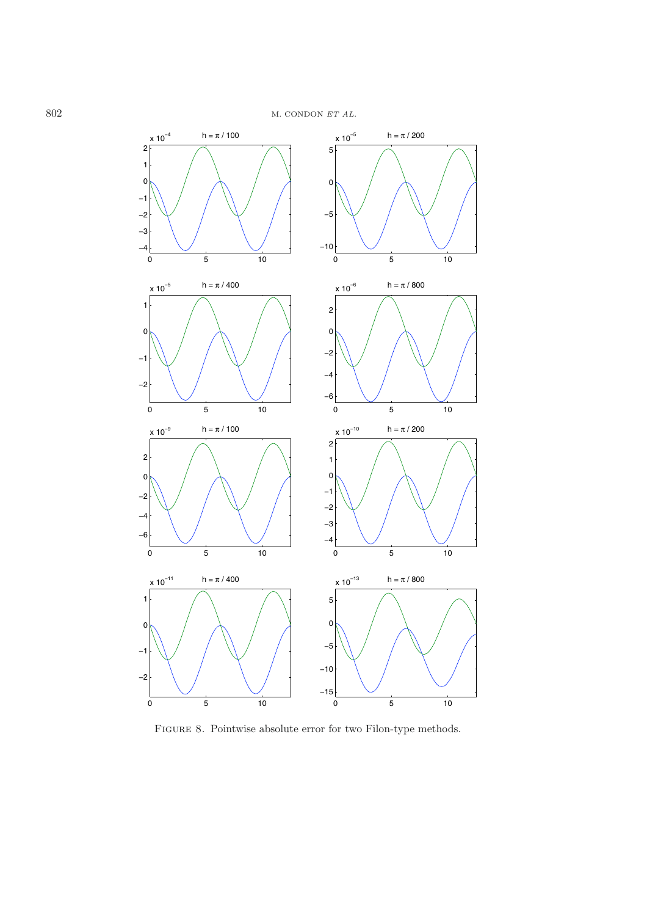FIGURE 8. Pointwise absolute error for two Filon-type methods.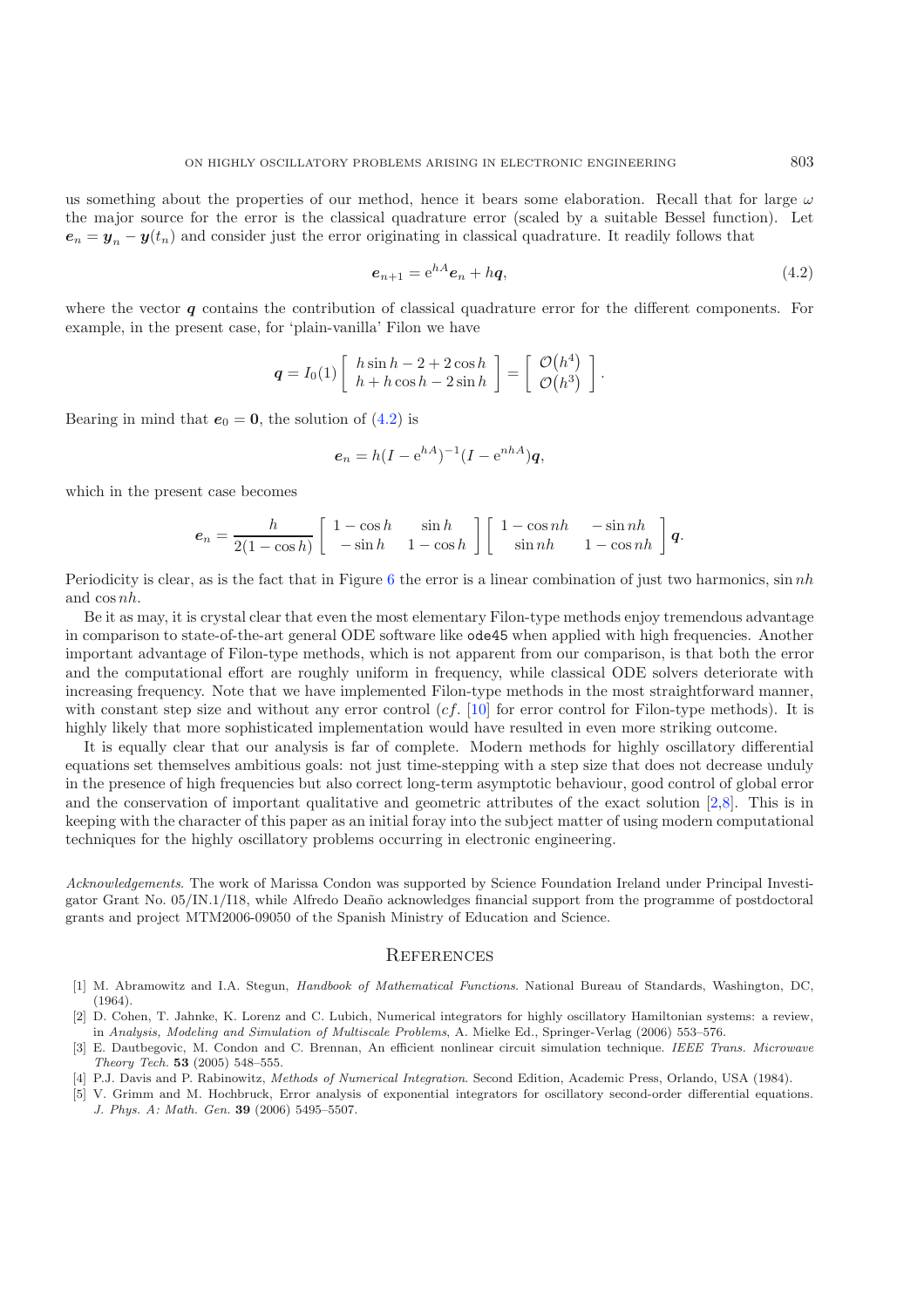us something about the properties of our method, hence it bears some elaboration. Recall that for large $\omega$ the major source for the error is the classical quadrature error (scaled by a suitable Bessel function). Let $\boldsymbol{e}_n = \boldsymbol{y}_n - \boldsymbol{y}(t_n)$ and consider just the error originating in classical quadrature. It readily follows that

$$\boldsymbol{e}_{n+1} = \mathrm{e}^{hA}\boldsymbol{e}_n + h\boldsymbol{q}, \tag{4.2}$$

where the vector $\boldsymbol{q}$ contains the contribution of classical quadrature error for the different components. For example, in the present case, for 'plain-vanilla' Filon we have

$$\boldsymbol{q} = I_0(1)\begin{bmatrix} h\sin h - 2 + 2\cos h \\ h + h\cos h - 2\sin h \end{bmatrix} = \begin{bmatrix} \mathcal{O}(h^4) \\ \mathcal{O}(h^3) \end{bmatrix}.$$

Bearing in mind that $\boldsymbol{e}_0 = \boldsymbol{0}$, the solution of (4.2) is

$$\boldsymbol{e}_n = h(I - \mathrm{e}^{hA})^{-1}(I - \mathrm{e}^{nhA})\boldsymbol{q},$$

which in the present case becomes

$$\boldsymbol{e}_n = \frac{h}{2(1-\cos h)}\begin{bmatrix} 1-\cos h & \sin h \\ -\sin h & 1-\cos h \end{bmatrix}\begin{bmatrix} 1-\cos nh & -\sin nh \\ \sin nh & 1-\cos nh \end{bmatrix}\boldsymbol{q}.$$

Periodicity is clear, as is the fact that in Figure 6 the error is a linear combination of just two harmonics, $\sin nh$ and $\cos nh$.

Be it as may, it is crystal clear that even the most elementary Filon-type methods enjoy tremendous advantage in comparison to state-of-the-art general ODE software like `ode45` when applied with high frequencies. Another important advantage of Filon-type methods, which is not apparent from our comparison, is that both the error and the computational effort are roughly uniform in frequency, while classical ODE solvers deteriorate with increasing frequency. Note that we have implemented Filon-type methods in the most straightforward manner, with constant step size and without any error control (*cf.* [10] for error control for Filon-type methods). It is highly likely that more sophisticated implementation would have resulted in even more striking outcome.

It is equally clear that our analysis is far of complete. Modern methods for highly oscillatory differential equations set themselves ambitious goals: not just time-stepping with a step size that does not decrease unduly in the presence of high frequencies but also correct long-term asymptotic behaviour, good control of global error and the conservation of important qualitative and geometric attributes of the exact solution [2,8]. This is in keeping with the character of this paper as an initial foray into the subject matter of using modern computational techniques for the highly oscillatory problems occurring in electronic engineering.

*Acknowledgements*. The work of Marissa Condon was supported by Science Foundation Ireland under Principal Investigator Grant No. 05/IN.1/I18, while Alfredo Deaño acknowledges financial support from the programme of postdoctoral grants and project MTM2006-09050 of the Spanish Ministry of Education and Science.

## References

[1] M. Abramowitz and I.A. Stegun, *Handbook of Mathematical Functions*. National Bureau of Standards, Washington, DC, (1964).

[2] D. Cohen, T. Jahnke, K. Lorenz and C. Lubich, Numerical integrators for highly oscillatory Hamiltonian systems: a review, in *Analysis, Modeling and Simulation of Multiscale Problems*, A. Mielke Ed., Springer-Verlag (2006) 553–576.

[3] E. Dautbegovic, M. Condon and C. Brennan, An efficient nonlinear circuit simulation technique. *IEEE Trans. Microwave Theory Tech.* **53** (2005) 548–555.

[4] P.J. Davis and P. Rabinowitz, *Methods of Numerical Integration*. Second Edition, Academic Press, Orlando, USA (1984).

[5] V. Grimm and M. Hochbruck, Error analysis of exponential integrators for oscillatory second-order differential equations. *J. Phys. A: Math. Gen.* **39** (2006) 5495–5507.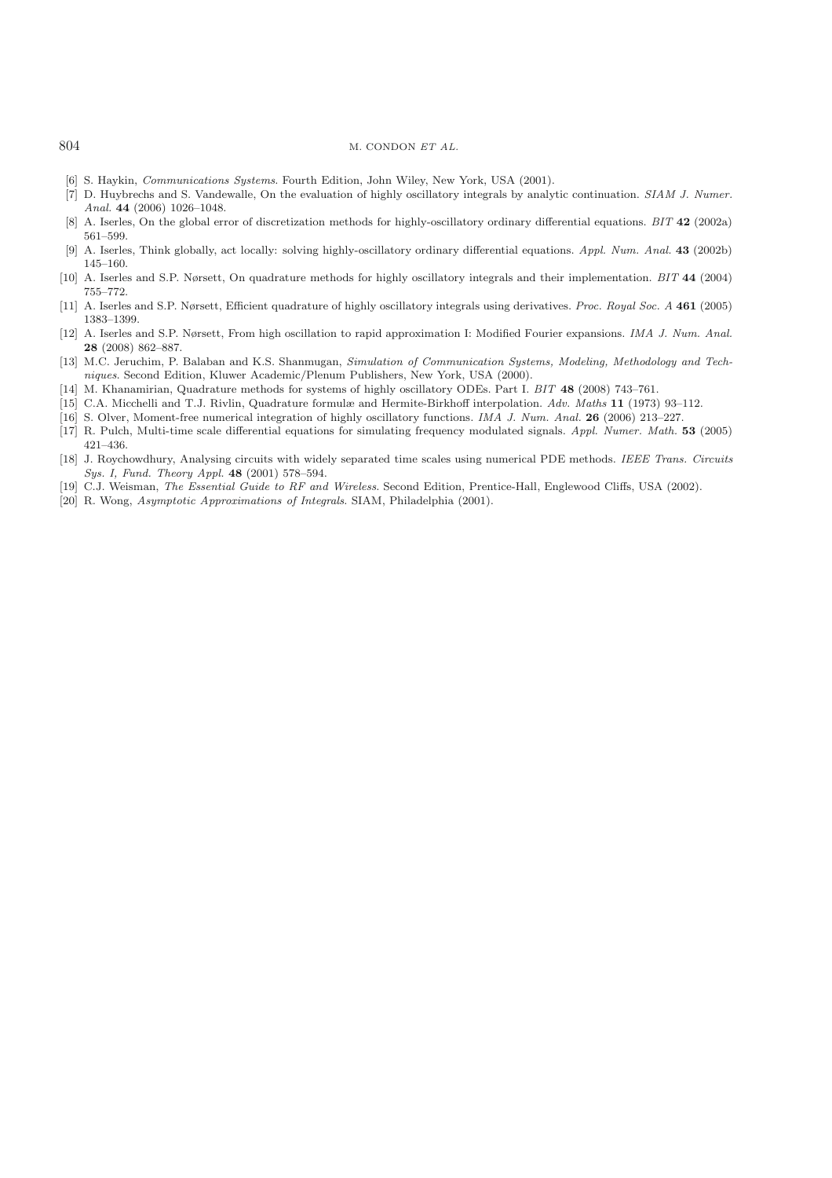- [6] S. Haykin, *Communications Systems*. Fourth Edition, John Wiley, New York, USA (2001).
- [7] D. Huybrechs and S. Vandewalle, On the evaluation of highly oscillatory integrals by analytic continuation. *SIAM J. Numer. Anal.* **44** (2006) 1026–1048.
- [8] A. Iserles, On the global error of discretization methods for highly-oscillatory ordinary differential equations. *BIT* **42** (2002a) 561–599.
- [9] A. Iserles, Think globally, act locally: solving highly-oscillatory ordinary differential equations. *Appl. Num. Anal.* **43** (2002b) 145–160.
- [10] A. Iserles and S.P. Nørsett, On quadrature methods for highly oscillatory integrals and their implementation. *BIT* **44** (2004) 755–772.
- [11] A. Iserles and S.P. Nørsett, Efficient quadrature of highly oscillatory integrals using derivatives. *Proc. Royal Soc. A* **461** (2005) 1383–1399.
- [12] A. Iserles and S.P. Nørsett, From high oscillation to rapid approximation I: Modified Fourier expansions. *IMA J. Num. Anal.* **28** (2008) 862–887.
- [13] M.C. Jeruchim, P. Balaban and K.S. Shanmugan, *Simulation of Communication Systems, Modeling, Methodology and Techniques*. Second Edition, Kluwer Academic/Plenum Publishers, New York, USA (2000).
- [14] M. Khanamirian, Quadrature methods for systems of highly oscillatory ODEs. Part I. *BIT* **48** (2008) 743–761.
- [15] C.A. Micchelli and T.J. Rivlin, Quadrature formulæ and Hermite-Birkhoff interpolation. *Adv. Maths* **11** (1973) 93–112.
- [16] S. Olver, Moment-free numerical integration of highly oscillatory functions. *IMA J. Num. Anal.* **26** (2006) 213–227.
- [17] R. Pulch, Multi-time scale differential equations for simulating frequency modulated signals. *Appl. Numer. Math.* **53** (2005) 421–436.
- [18] J. Roychowdhury, Analysing circuits with widely separated time scales using numerical PDE methods. *IEEE Trans. Circuits Sys. I, Fund. Theory Appl.* **48** (2001) 578–594.
- [19] C.J. Weisman, *The Essential Guide to RF and Wireless*. Second Edition, Prentice-Hall, Englewood Cliffs, USA (2002).
- [20] R. Wong, *Asymptotic Approximations of Integrals*. SIAM, Philadelphia (2001).